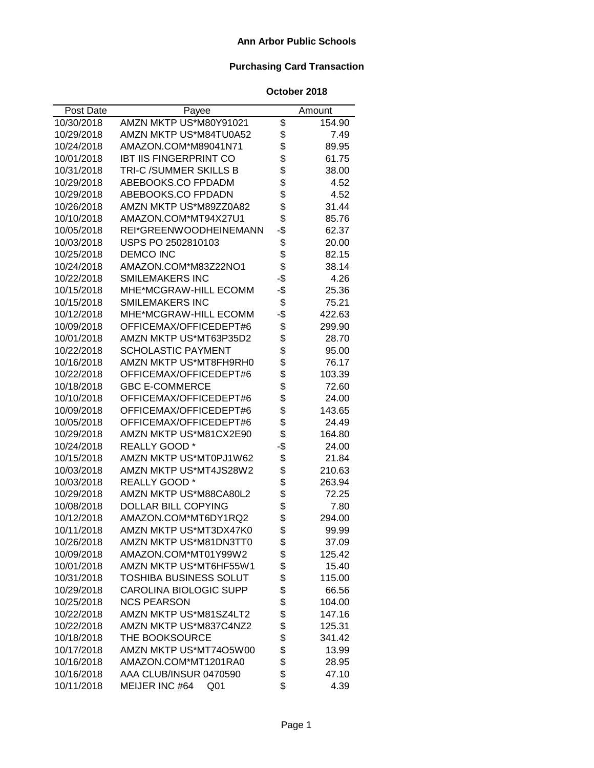# Ann Arbor Public Schools

## Purchasing Card Transaction

### October 2018

| Post Date | Payee | Amount |
|---|---|---|
| 10/30/2018 | AMZN MKTP US*M80Y91021 | $ 154.90 |
| 10/29/2018 | AMZN MKTP US*M84TU0A52 | $ 7.49 |
| 10/24/2018 | AMAZON.COM*M89041N71 | $ 89.95 |
| 10/01/2018 | IBT IIS FINGERPRINT CO | $ 61.75 |
| 10/31/2018 | TRI-C /SUMMER SKILLS B | $ 38.00 |
| 10/29/2018 | ABEBOOKS.CO FPDADM | $ 4.52 |
| 10/29/2018 | ABEBOOKS.CO FPDADN | $ 4.52 |
| 10/26/2018 | AMZN MKTP US*M89ZZ0A82 | $ 31.44 |
| 10/10/2018 | AMAZON.COM*MT94X27U1 | $ 85.76 |
| 10/05/2018 | REI*GREENWOODHEINEMANN | -$ 62.37 |
| 10/03/2018 | USPS PO 2502810103 | $ 20.00 |
| 10/25/2018 | DEMCO INC | $ 82.15 |
| 10/24/2018 | AMAZON.COM*M83Z22NO1 | $ 38.14 |
| 10/22/2018 | SMILEMAKERS INC | -$ 4.26 |
| 10/15/2018 | MHE*MCGRAW-HILL ECOMM | -$ 25.36 |
| 10/15/2018 | SMILEMAKERS INC | $ 75.21 |
| 10/12/2018 | MHE*MCGRAW-HILL ECOMM | -$ 422.63 |
| 10/09/2018 | OFFICEMAX/OFFICEDEPT#6 | $ 299.90 |
| 10/01/2018 | AMZN MKTP US*MT63P35D2 | $ 28.70 |
| 10/22/2018 | SCHOLASTIC PAYMENT | $ 95.00 |
| 10/16/2018 | AMZN MKTP US*MT8FH9RH0 | $ 76.17 |
| 10/22/2018 | OFFICEMAX/OFFICEDEPT#6 | $ 103.39 |
| 10/18/2018 | GBC E-COMMERCE | $ 72.60 |
| 10/10/2018 | OFFICEMAX/OFFICEDEPT#6 | $ 24.00 |
| 10/09/2018 | OFFICEMAX/OFFICEDEPT#6 | $ 143.65 |
| 10/05/2018 | OFFICEMAX/OFFICEDEPT#6 | $ 24.49 |
| 10/29/2018 | AMZN MKTP US*M81CX2E90 | $ 164.80 |
| 10/24/2018 | REALLY GOOD * | -$ 24.00 |
| 10/15/2018 | AMZN MKTP US*MT0PJ1W62 | $ 21.84 |
| 10/03/2018 | AMZN MKTP US*MT4JS28W2 | $ 210.63 |
| 10/03/2018 | REALLY GOOD * | $ 263.94 |
| 10/29/2018 | AMZN MKTP US*M88CA80L2 | $ 72.25 |
| 10/08/2018 | DOLLAR BILL COPYING | $ 7.80 |
| 10/12/2018 | AMAZON.COM*MT6DY1RQ2 | $ 294.00 |
| 10/11/2018 | AMZN MKTP US*MT3DX47K0 | $ 99.99 |
| 10/26/2018 | AMZN MKTP US*M81DN3TT0 | $ 37.09 |
| 10/09/2018 | AMAZON.COM*MT01Y99W2 | $ 125.42 |
| 10/01/2018 | AMZN MKTP US*MT6HF55W1 | $ 15.40 |
| 10/31/2018 | TOSHIBA BUSINESS SOLUT | $ 115.00 |
| 10/29/2018 | CAROLINA BIOLOGIC SUPP | $ 66.56 |
| 10/25/2018 | NCS PEARSON | $ 104.00 |
| 10/22/2018 | AMZN MKTP US*M81SZ4LT2 | $ 147.16 |
| 10/22/2018 | AMZN MKTP US*M837C4NZ2 | $ 125.31 |
| 10/18/2018 | THE BOOKSOURCE | $ 341.42 |
| 10/17/2018 | AMZN MKTP US*MT74O5W00 | $ 13.99 |
| 10/16/2018 | AMAZON.COM*MT1201RA0 | $ 28.95 |
| 10/16/2018 | AAA CLUB/INSUR 0470590 | $ 47.10 |
| 10/11/2018 | MEIJER INC #64 Q01 | $ 4.39 |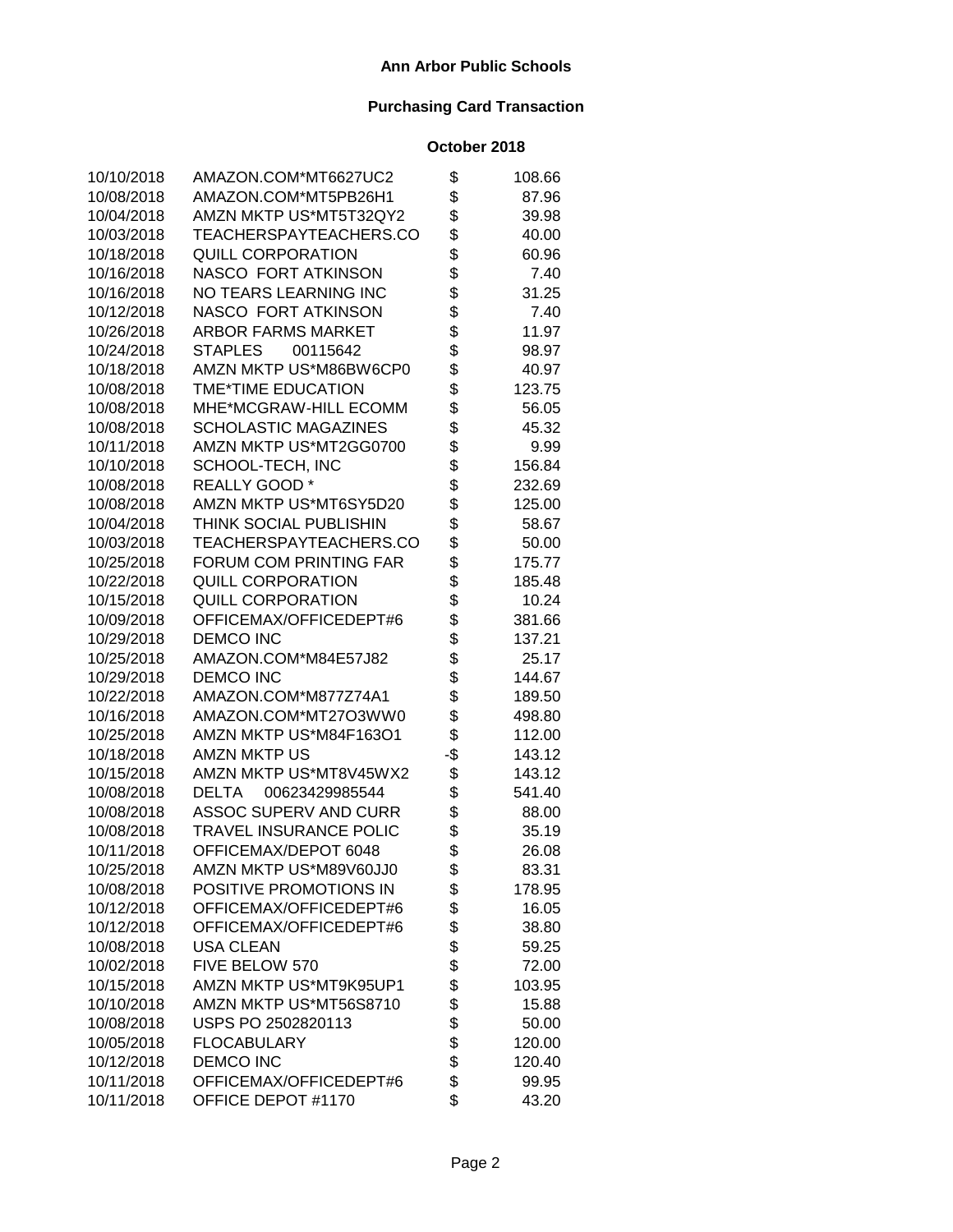**Ann Arbor Public Schools**

**Purchasing Card Transaction**

**October 2018**

| Date | Vendor | | Amount |
|---|---|---|---|
| 10/10/2018 | AMAZON.COM*MT6627UC2 | $ | 108.66 |
| 10/08/2018 | AMAZON.COM*MT5PB26H1 | $ | 87.96 |
| 10/04/2018 | AMZN MKTP US*MT5T32QY2 | $ | 39.98 |
| 10/03/2018 | TEACHERSPAYTEACHERS.CO | $ | 40.00 |
| 10/18/2018 | QUILL CORPORATION | $ | 60.96 |
| 10/16/2018 | NASCO FORT ATKINSON | $ | 7.40 |
| 10/16/2018 | NO TEARS LEARNING INC | $ | 31.25 |
| 10/12/2018 | NASCO FORT ATKINSON | $ | 7.40 |
| 10/26/2018 | ARBOR FARMS MARKET | $ | 11.97 |
| 10/24/2018 | STAPLES 00115642 | $ | 98.97 |
| 10/18/2018 | AMZN MKTP US*M86BW6CP0 | $ | 40.97 |
| 10/08/2018 | TME*TIME EDUCATION | $ | 123.75 |
| 10/08/2018 | MHE*MCGRAW-HILL ECOMM | $ | 56.05 |
| 10/08/2018 | SCHOLASTIC MAGAZINES | $ | 45.32 |
| 10/11/2018 | AMZN MKTP US*MT2GG0700 | $ | 9.99 |
| 10/10/2018 | SCHOOL-TECH, INC | $ | 156.84 |
| 10/08/2018 | REALLY GOOD * | $ | 232.69 |
| 10/08/2018 | AMZN MKTP US*MT6SY5D20 | $ | 125.00 |
| 10/04/2018 | THINK SOCIAL PUBLISHIN | $ | 58.67 |
| 10/03/2018 | TEACHERSPAYTEACHERS.CO | $ | 50.00 |
| 10/25/2018 | FORUM COM PRINTING FAR | $ | 175.77 |
| 10/22/2018 | QUILL CORPORATION | $ | 185.48 |
| 10/15/2018 | QUILL CORPORATION | $ | 10.24 |
| 10/09/2018 | OFFICEMAX/OFFICEDEPT#6 | $ | 381.66 |
| 10/29/2018 | DEMCO INC | $ | 137.21 |
| 10/25/2018 | AMAZON.COM*M84E57J82 | $ | 25.17 |
| 10/29/2018 | DEMCO INC | $ | 144.67 |
| 10/22/2018 | AMAZON.COM*M877Z74A1 | $ | 189.50 |
| 10/16/2018 | AMAZON.COM*MT27O3WW0 | $ | 498.80 |
| 10/25/2018 | AMZN MKTP US*M84F163O1 | $ | 112.00 |
| 10/18/2018 | AMZN MKTP US | -$ | 143.12 |
| 10/15/2018 | AMZN MKTP US*MT8V45WX2 | $ | 143.12 |
| 10/08/2018 | DELTA 00623429985544 | $ | 541.40 |
| 10/08/2018 | ASSOC SUPERV AND CURR | $ | 88.00 |
| 10/08/2018 | TRAVEL INSURANCE POLIC | $ | 35.19 |
| 10/11/2018 | OFFICEMAX/DEPOT 6048 | $ | 26.08 |
| 10/25/2018 | AMZN MKTP US*M89V60JJ0 | $ | 83.31 |
| 10/08/2018 | POSITIVE PROMOTIONS IN | $ | 178.95 |
| 10/12/2018 | OFFICEMAX/OFFICEDEPT#6 | $ | 16.05 |
| 10/12/2018 | OFFICEMAX/OFFICEDEPT#6 | $ | 38.80 |
| 10/08/2018 | USA CLEAN | $ | 59.25 |
| 10/02/2018 | FIVE BELOW 570 | $ | 72.00 |
| 10/15/2018 | AMZN MKTP US*MT9K95UP1 | $ | 103.95 |
| 10/10/2018 | AMZN MKTP US*MT56S8710 | $ | 15.88 |
| 10/08/2018 | USPS PO 2502820113 | $ | 50.00 |
| 10/05/2018 | FLOCABULARY | $ | 120.00 |
| 10/12/2018 | DEMCO INC | $ | 120.40 |
| 10/11/2018 | OFFICEMAX/OFFICEDEPT#6 | $ | 99.95 |
| 10/11/2018 | OFFICE DEPOT #1170 | $ | 43.20 |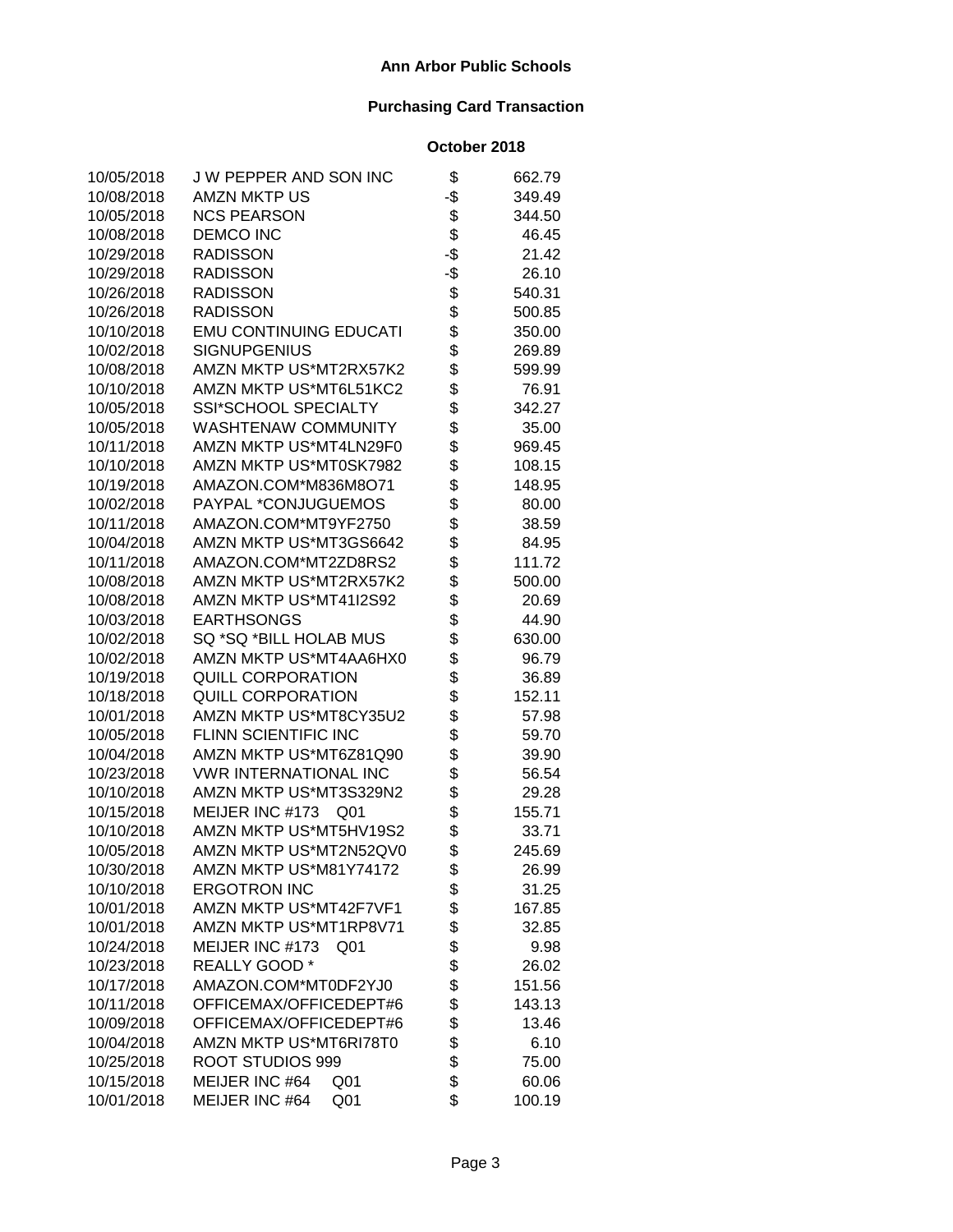**Ann Arbor Public Schools**

**Purchasing Card Transaction**

**October 2018**

| Date | Vendor | | Amount |
|---|---|---|---|
| 10/05/2018 | J W PEPPER AND SON INC | $ | 662.79 |
| 10/08/2018 | AMZN MKTP US | -$ | 349.49 |
| 10/05/2018 | NCS PEARSON | $ | 344.50 |
| 10/08/2018 | DEMCO INC | $ | 46.45 |
| 10/29/2018 | RADISSON | -$ | 21.42 |
| 10/29/2018 | RADISSON | -$ | 26.10 |
| 10/26/2018 | RADISSON | $ | 540.31 |
| 10/26/2018 | RADISSON | $ | 500.85 |
| 10/10/2018 | EMU CONTINUING EDUCATI | $ | 350.00 |
| 10/02/2018 | SIGNUPGENIUS | $ | 269.89 |
| 10/08/2018 | AMZN MKTP US*MT2RX57K2 | $ | 599.99 |
| 10/10/2018 | AMZN MKTP US*MT6L51KC2 | $ | 76.91 |
| 10/05/2018 | SSI*SCHOOL SPECIALTY | $ | 342.27 |
| 10/05/2018 | WASHTENAW COMMUNITY | $ | 35.00 |
| 10/11/2018 | AMZN MKTP US*MT4LN29F0 | $ | 969.45 |
| 10/10/2018 | AMZN MKTP US*MT0SK7982 | $ | 108.15 |
| 10/19/2018 | AMAZON.COM*M836M8O71 | $ | 148.95 |
| 10/02/2018 | PAYPAL *CONJUGUEMOS | $ | 80.00 |
| 10/11/2018 | AMAZON.COM*MT9YF2750 | $ | 38.59 |
| 10/04/2018 | AMZN MKTP US*MT3GS6642 | $ | 84.95 |
| 10/11/2018 | AMAZON.COM*MT2ZD8RS2 | $ | 111.72 |
| 10/08/2018 | AMZN MKTP US*MT2RX57K2 | $ | 500.00 |
| 10/08/2018 | AMZN MKTP US*MT41I2S92 | $ | 20.69 |
| 10/03/2018 | EARTHSONGS | $ | 44.90 |
| 10/02/2018 | SQ *SQ *BILL HOLAB MUS | $ | 630.00 |
| 10/02/2018 | AMZN MKTP US*MT4AA6HX0 | $ | 96.79 |
| 10/19/2018 | QUILL CORPORATION | $ | 36.89 |
| 10/18/2018 | QUILL CORPORATION | $ | 152.11 |
| 10/01/2018 | AMZN MKTP US*MT8CY35U2 | $ | 57.98 |
| 10/05/2018 | FLINN SCIENTIFIC INC | $ | 59.70 |
| 10/04/2018 | AMZN MKTP US*MT6Z81Q90 | $ | 39.90 |
| 10/23/2018 | VWR INTERNATIONAL INC | $ | 56.54 |
| 10/10/2018 | AMZN MKTP US*MT3S329N2 | $ | 29.28 |
| 10/15/2018 | MEIJER INC #173 Q01 | $ | 155.71 |
| 10/10/2018 | AMZN MKTP US*MT5HV19S2 | $ | 33.71 |
| 10/05/2018 | AMZN MKTP US*MT2N52QV0 | $ | 245.69 |
| 10/30/2018 | AMZN MKTP US*M81Y74172 | $ | 26.99 |
| 10/10/2018 | ERGOTRON INC | $ | 31.25 |
| 10/01/2018 | AMZN MKTP US*MT42F7VF1 | $ | 167.85 |
| 10/01/2018 | AMZN MKTP US*MT1RP8V71 | $ | 32.85 |
| 10/24/2018 | MEIJER INC #173 Q01 | $ | 9.98 |
| 10/23/2018 | REALLY GOOD * | $ | 26.02 |
| 10/17/2018 | AMAZON.COM*MT0DF2YJ0 | $ | 151.56 |
| 10/11/2018 | OFFICEMAX/OFFICEDEPT#6 | $ | 143.13 |
| 10/09/2018 | OFFICEMAX/OFFICEDEPT#6 | $ | 13.46 |
| 10/04/2018 | AMZN MKTP US*MT6RI78T0 | $ | 6.10 |
| 10/25/2018 | ROOT STUDIOS 999 | $ | 75.00 |
| 10/15/2018 | MEIJER INC #64 Q01 | $ | 60.06 |
| 10/01/2018 | MEIJER INC #64 Q01 | $ | 100.19 |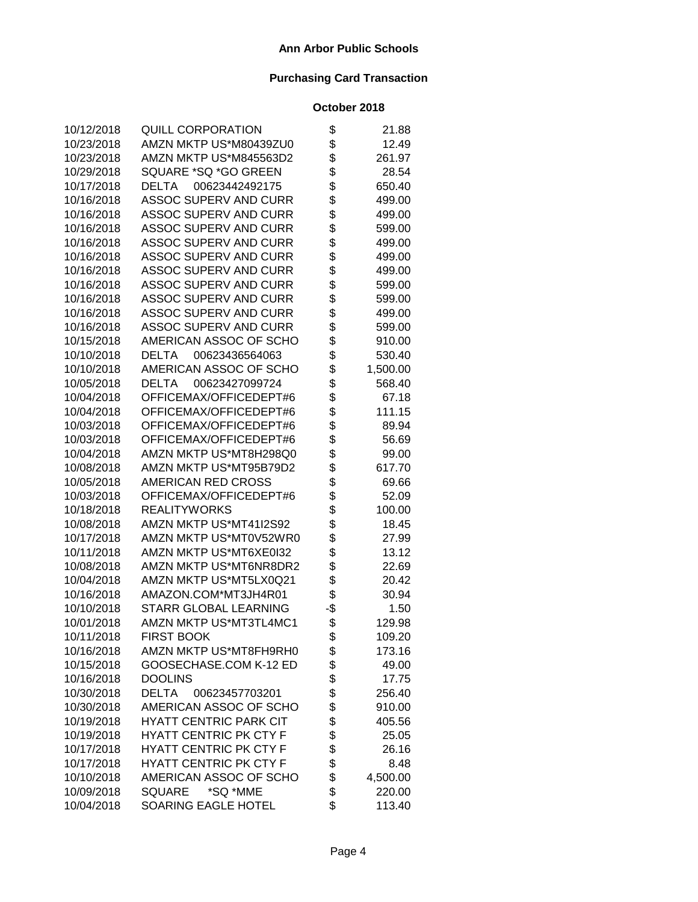**Ann Arbor Public Schools**

**Purchasing Card Transaction**

**October 2018**

| | | | |
|---|---|---|---|
| 10/12/2018 | QUILL CORPORATION | $ | 21.88 |
| 10/23/2018 | AMZN MKTP US*M80439ZU0 | $ | 12.49 |
| 10/23/2018 | AMZN MKTP US*M845563D2 | $ | 261.97 |
| 10/29/2018 | SQUARE *SQ *GO GREEN | $ | 28.54 |
| 10/17/2018 | DELTA 00623442492175 | $ | 650.40 |
| 10/16/2018 | ASSOC SUPERV AND CURR | $ | 499.00 |
| 10/16/2018 | ASSOC SUPERV AND CURR | $ | 499.00 |
| 10/16/2018 | ASSOC SUPERV AND CURR | $ | 599.00 |
| 10/16/2018 | ASSOC SUPERV AND CURR | $ | 499.00 |
| 10/16/2018 | ASSOC SUPERV AND CURR | $ | 499.00 |
| 10/16/2018 | ASSOC SUPERV AND CURR | $ | 499.00 |
| 10/16/2018 | ASSOC SUPERV AND CURR | $ | 599.00 |
| 10/16/2018 | ASSOC SUPERV AND CURR | $ | 599.00 |
| 10/16/2018 | ASSOC SUPERV AND CURR | $ | 499.00 |
| 10/16/2018 | ASSOC SUPERV AND CURR | $ | 599.00 |
| 10/15/2018 | AMERICAN ASSOC OF SCHO | $ | 910.00 |
| 10/10/2018 | DELTA 00623436564063 | $ | 530.40 |
| 10/10/2018 | AMERICAN ASSOC OF SCHO | $ | 1,500.00 |
| 10/05/2018 | DELTA 00623427099724 | $ | 568.40 |
| 10/04/2018 | OFFICEMAX/OFFICEDEPT#6 | $ | 67.18 |
| 10/04/2018 | OFFICEMAX/OFFICEDEPT#6 | $ | 111.15 |
| 10/03/2018 | OFFICEMAX/OFFICEDEPT#6 | $ | 89.94 |
| 10/03/2018 | OFFICEMAX/OFFICEDEPT#6 | $ | 56.69 |
| 10/04/2018 | AMZN MKTP US*MT8H298Q0 | $ | 99.00 |
| 10/08/2018 | AMZN MKTP US*MT95B79D2 | $ | 617.70 |
| 10/05/2018 | AMERICAN RED CROSS | $ | 69.66 |
| 10/03/2018 | OFFICEMAX/OFFICEDEPT#6 | $ | 52.09 |
| 10/18/2018 | REALITYWORKS | $ | 100.00 |
| 10/08/2018 | AMZN MKTP US*MT41I2S92 | $ | 18.45 |
| 10/17/2018 | AMZN MKTP US*MT0V52WR0 | $ | 27.99 |
| 10/11/2018 | AMZN MKTP US*MT6XE0I32 | $ | 13.12 |
| 10/08/2018 | AMZN MKTP US*MT6NR8DR2 | $ | 22.69 |
| 10/04/2018 | AMZN MKTP US*MT5LX0Q21 | $ | 20.42 |
| 10/16/2018 | AMAZON.COM*MT3JH4R01 | $ | 30.94 |
| 10/10/2018 | STARR GLOBAL LEARNING | -$ | 1.50 |
| 10/01/2018 | AMZN MKTP US*MT3TL4MC1 | $ | 129.98 |
| 10/11/2018 | FIRST BOOK | $ | 109.20 |
| 10/16/2018 | AMZN MKTP US*MT8FH9RH0 | $ | 173.16 |
| 10/15/2018 | GOOSECHASE.COM K-12 ED | $ | 49.00 |
| 10/16/2018 | DOOLINS | $ | 17.75 |
| 10/30/2018 | DELTA 00623457703201 | $ | 256.40 |
| 10/30/2018 | AMERICAN ASSOC OF SCHO | $ | 910.00 |
| 10/19/2018 | HYATT CENTRIC PARK CIT | $ | 405.56 |
| 10/19/2018 | HYATT CENTRIC PK CTY F | $ | 25.05 |
| 10/17/2018 | HYATT CENTRIC PK CTY F | $ | 26.16 |
| 10/17/2018 | HYATT CENTRIC PK CTY F | $ | 8.48 |
| 10/10/2018 | AMERICAN ASSOC OF SCHO | $ | 4,500.00 |
| 10/09/2018 | SQUARE *SQ *MME | $ | 220.00 |
| 10/04/2018 | SOARING EAGLE HOTEL | $ | 113.40 |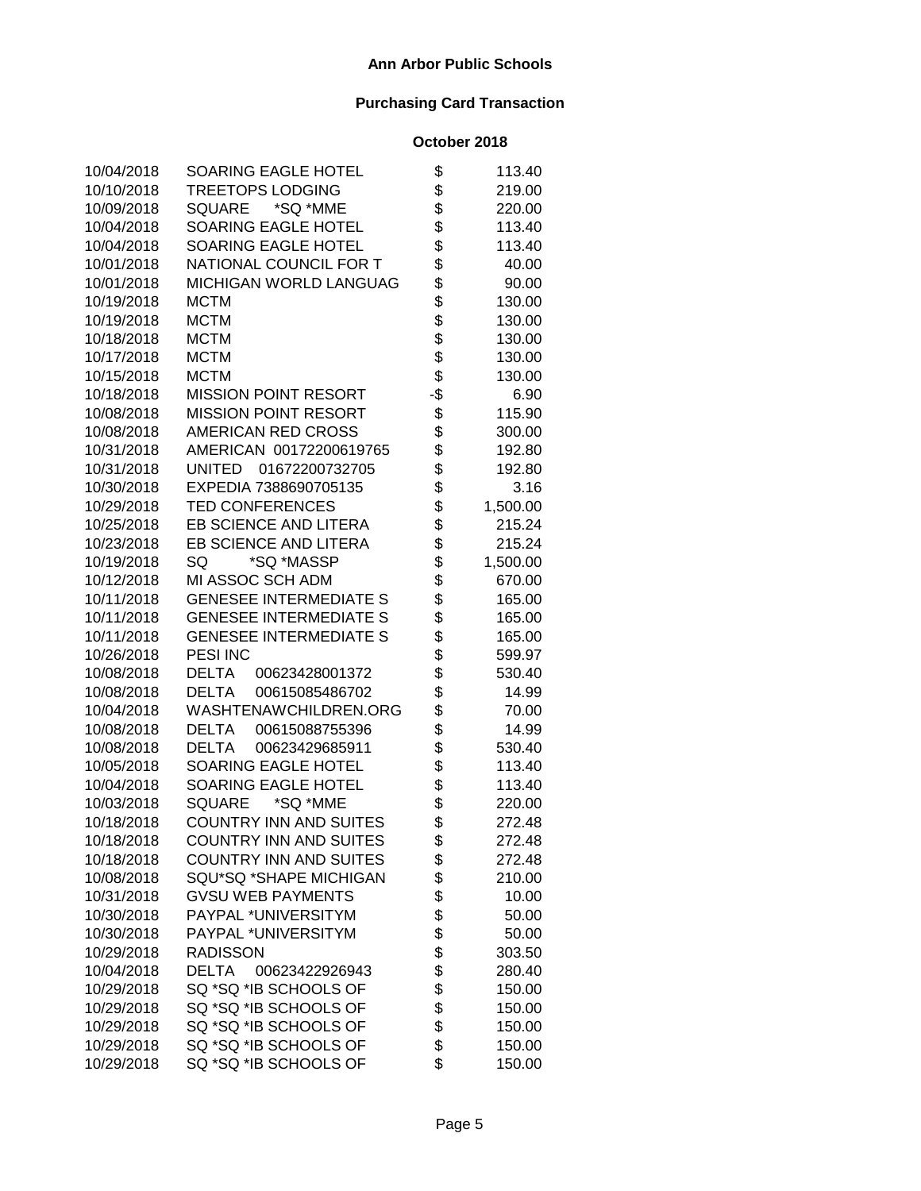**Ann Arbor Public Schools**

**Purchasing Card Transaction**

**October 2018**

| Date | Vendor | | Amount |
|---|---|---|---|
| 10/04/2018 | SOARING EAGLE HOTEL | $ | 113.40 |
| 10/10/2018 | TREETOPS LODGING | $ | 219.00 |
| 10/09/2018 | SQUARE *SQ *MME | $ | 220.00 |
| 10/04/2018 | SOARING EAGLE HOTEL | $ | 113.40 |
| 10/04/2018 | SOARING EAGLE HOTEL | $ | 113.40 |
| 10/01/2018 | NATIONAL COUNCIL FOR T | $ | 40.00 |
| 10/01/2018 | MICHIGAN WORLD LANGUAG | $ | 90.00 |
| 10/19/2018 | MCTM | $ | 130.00 |
| 10/19/2018 | MCTM | $ | 130.00 |
| 10/18/2018 | MCTM | $ | 130.00 |
| 10/17/2018 | MCTM | $ | 130.00 |
| 10/15/2018 | MCTM | $ | 130.00 |
| 10/18/2018 | MISSION POINT RESORT | -$ | 6.90 |
| 10/08/2018 | MISSION POINT RESORT | $ | 115.90 |
| 10/08/2018 | AMERICAN RED CROSS | $ | 300.00 |
| 10/31/2018 | AMERICAN 00172200619765 | $ | 192.80 |
| 10/31/2018 | UNITED 01672200732705 | $ | 192.80 |
| 10/30/2018 | EXPEDIA 7388690705135 | $ | 3.16 |
| 10/29/2018 | TED CONFERENCES | $ | 1,500.00 |
| 10/25/2018 | EB SCIENCE AND LITERA | $ | 215.24 |
| 10/23/2018 | EB SCIENCE AND LITERA | $ | 215.24 |
| 10/19/2018 | SQ *SQ *MASSP | $ | 1,500.00 |
| 10/12/2018 | MI ASSOC SCH ADM | $ | 670.00 |
| 10/11/2018 | GENESEE INTERMEDIATE S | $ | 165.00 |
| 10/11/2018 | GENESEE INTERMEDIATE S | $ | 165.00 |
| 10/11/2018 | GENESEE INTERMEDIATE S | $ | 165.00 |
| 10/26/2018 | PESI INC | $ | 599.97 |
| 10/08/2018 | DELTA 00623428001372 | $ | 530.40 |
| 10/08/2018 | DELTA 00615085486702 | $ | 14.99 |
| 10/04/2018 | WASHTENAWCHILDREN.ORG | $ | 70.00 |
| 10/08/2018 | DELTA 00615088755396 | $ | 14.99 |
| 10/08/2018 | DELTA 00623429685911 | $ | 530.40 |
| 10/05/2018 | SOARING EAGLE HOTEL | $ | 113.40 |
| 10/04/2018 | SOARING EAGLE HOTEL | $ | 113.40 |
| 10/03/2018 | SQUARE *SQ *MME | $ | 220.00 |
| 10/18/2018 | COUNTRY INN AND SUITES | $ | 272.48 |
| 10/18/2018 | COUNTRY INN AND SUITES | $ | 272.48 |
| 10/18/2018 | COUNTRY INN AND SUITES | $ | 272.48 |
| 10/08/2018 | SQU*SQ *SHAPE MICHIGAN | $ | 210.00 |
| 10/31/2018 | GVSU WEB PAYMENTS | $ | 10.00 |
| 10/30/2018 | PAYPAL *UNIVERSITYM | $ | 50.00 |
| 10/30/2018 | PAYPAL *UNIVERSITYM | $ | 50.00 |
| 10/29/2018 | RADISSON | $ | 303.50 |
| 10/04/2018 | DELTA 00623422926943 | $ | 280.40 |
| 10/29/2018 | SQ *SQ *IB SCHOOLS OF | $ | 150.00 |
| 10/29/2018 | SQ *SQ *IB SCHOOLS OF | $ | 150.00 |
| 10/29/2018 | SQ *SQ *IB SCHOOLS OF | $ | 150.00 |
| 10/29/2018 | SQ *SQ *IB SCHOOLS OF | $ | 150.00 |
| 10/29/2018 | SQ *SQ *IB SCHOOLS OF | $ | 150.00 |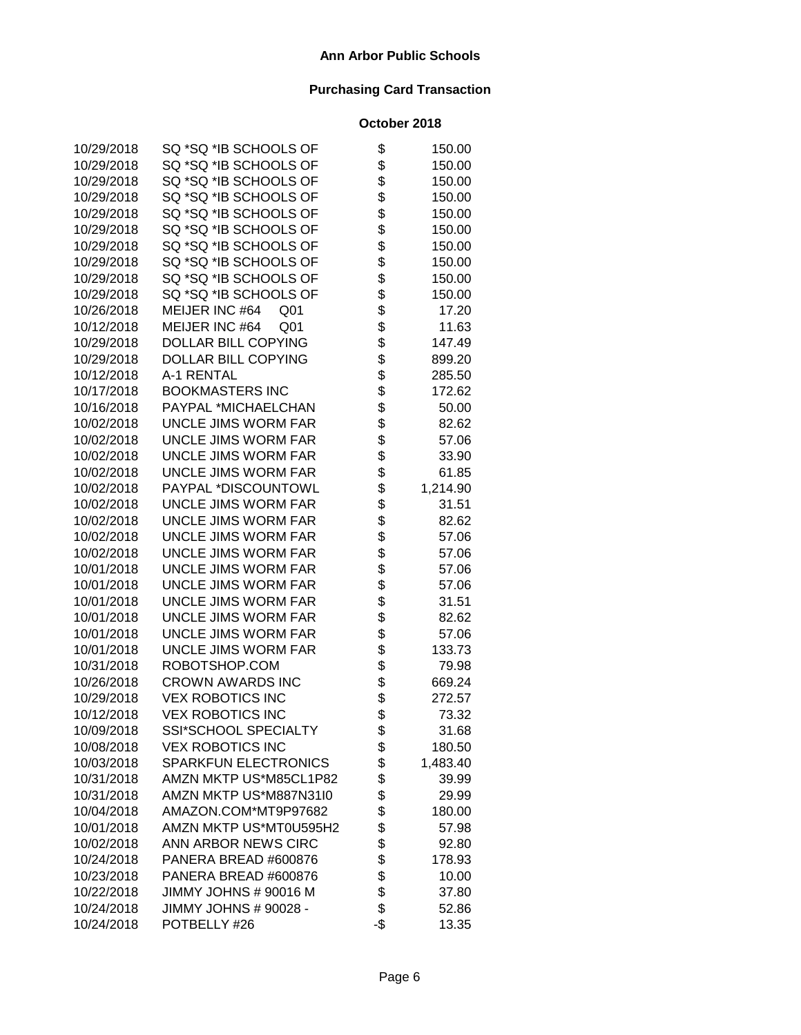**Ann Arbor Public Schools**

**Purchasing Card Transaction**

**October 2018**

| Date | Vendor | | Amount |
|---|---|---|---|
| 10/29/2018 | SQ *SQ *IB SCHOOLS OF | $ | 150.00 |
| 10/29/2018 | SQ *SQ *IB SCHOOLS OF | $ | 150.00 |
| 10/29/2018 | SQ *SQ *IB SCHOOLS OF | $ | 150.00 |
| 10/29/2018 | SQ *SQ *IB SCHOOLS OF | $ | 150.00 |
| 10/29/2018 | SQ *SQ *IB SCHOOLS OF | $ | 150.00 |
| 10/29/2018 | SQ *SQ *IB SCHOOLS OF | $ | 150.00 |
| 10/29/2018 | SQ *SQ *IB SCHOOLS OF | $ | 150.00 |
| 10/29/2018 | SQ *SQ *IB SCHOOLS OF | $ | 150.00 |
| 10/29/2018 | SQ *SQ *IB SCHOOLS OF | $ | 150.00 |
| 10/29/2018 | SQ *SQ *IB SCHOOLS OF | $ | 150.00 |
| 10/26/2018 | MEIJER INC #64 Q01 | $ | 17.20 |
| 10/12/2018 | MEIJER INC #64 Q01 | $ | 11.63 |
| 10/29/2018 | DOLLAR BILL COPYING | $ | 147.49 |
| 10/29/2018 | DOLLAR BILL COPYING | $ | 899.20 |
| 10/12/2018 | A-1 RENTAL | $ | 285.50 |
| 10/17/2018 | BOOKMASTERS INC | $ | 172.62 |
| 10/16/2018 | PAYPAL *MICHAELCHAN | $ | 50.00 |
| 10/02/2018 | UNCLE JIMS WORM FAR | $ | 82.62 |
| 10/02/2018 | UNCLE JIMS WORM FAR | $ | 57.06 |
| 10/02/2018 | UNCLE JIMS WORM FAR | $ | 33.90 |
| 10/02/2018 | UNCLE JIMS WORM FAR | $ | 61.85 |
| 10/02/2018 | PAYPAL *DISCOUNTOWL | $ | 1,214.90 |
| 10/02/2018 | UNCLE JIMS WORM FAR | $ | 31.51 |
| 10/02/2018 | UNCLE JIMS WORM FAR | $ | 82.62 |
| 10/02/2018 | UNCLE JIMS WORM FAR | $ | 57.06 |
| 10/02/2018 | UNCLE JIMS WORM FAR | $ | 57.06 |
| 10/01/2018 | UNCLE JIMS WORM FAR | $ | 57.06 |
| 10/01/2018 | UNCLE JIMS WORM FAR | $ | 57.06 |
| 10/01/2018 | UNCLE JIMS WORM FAR | $ | 31.51 |
| 10/01/2018 | UNCLE JIMS WORM FAR | $ | 82.62 |
| 10/01/2018 | UNCLE JIMS WORM FAR | $ | 57.06 |
| 10/01/2018 | UNCLE JIMS WORM FAR | $ | 133.73 |
| 10/31/2018 | ROBOTSHOP.COM | $ | 79.98 |
| 10/26/2018 | CROWN AWARDS INC | $ | 669.24 |
| 10/29/2018 | VEX ROBOTICS INC | $ | 272.57 |
| 10/12/2018 | VEX ROBOTICS INC | $ | 73.32 |
| 10/09/2018 | SSI*SCHOOL SPECIALTY | $ | 31.68 |
| 10/08/2018 | VEX ROBOTICS INC | $ | 180.50 |
| 10/03/2018 | SPARKFUN ELECTRONICS | $ | 1,483.40 |
| 10/31/2018 | AMZN MKTP US*M85CL1P82 | $ | 39.99 |
| 10/31/2018 | AMZN MKTP US*M887N31I0 | $ | 29.99 |
| 10/04/2018 | AMAZON.COM*MT9P97682 | $ | 180.00 |
| 10/01/2018 | AMZN MKTP US*MT0U595H2 | $ | 57.98 |
| 10/02/2018 | ANN ARBOR NEWS CIRC | $ | 92.80 |
| 10/24/2018 | PANERA BREAD #600876 | $ | 178.93 |
| 10/23/2018 | PANERA BREAD #600876 | $ | 10.00 |
| 10/22/2018 | JIMMY JOHNS # 90016 M | $ | 37.80 |
| 10/24/2018 | JIMMY JOHNS # 90028 - | $ | 52.86 |
| 10/24/2018 | POTBELLY #26 | -$ | 13.35 |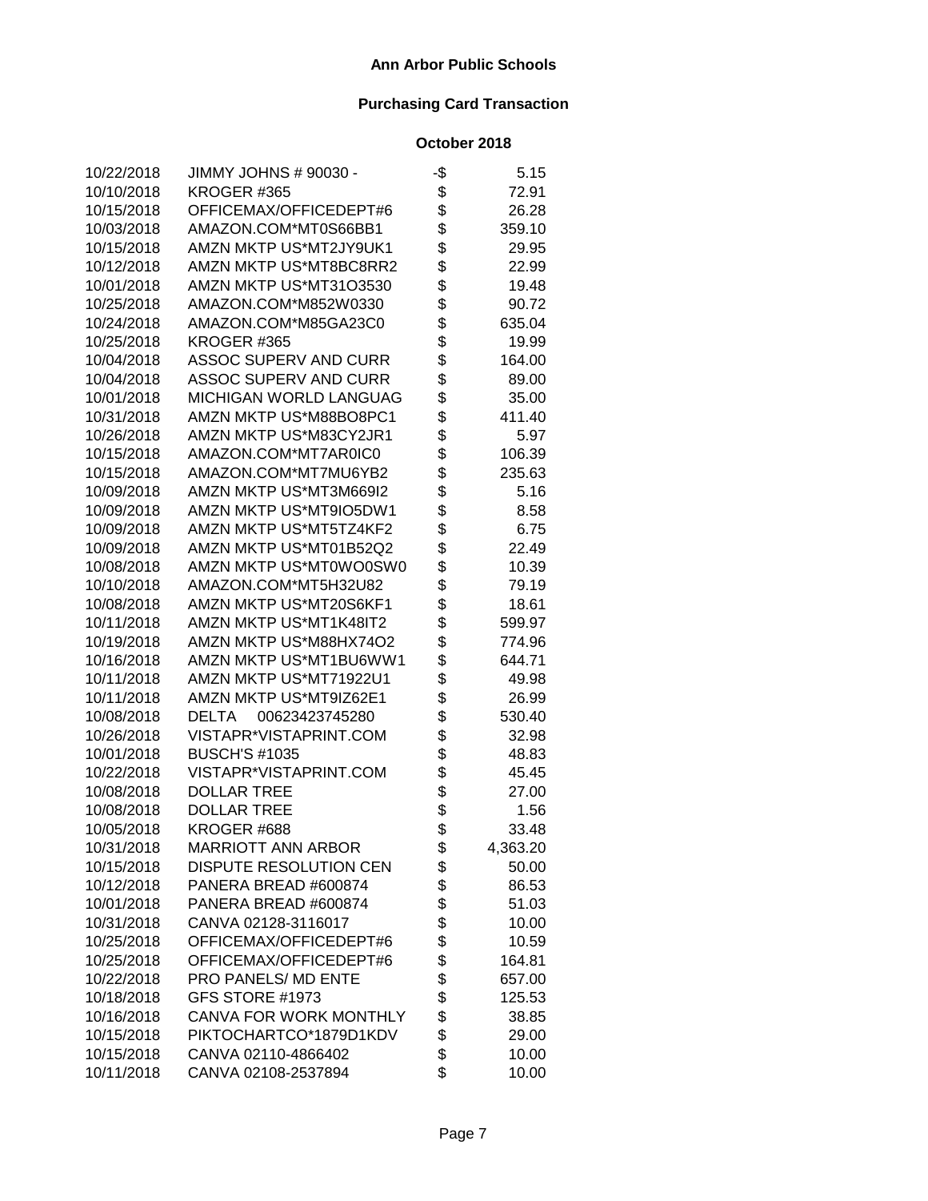# Ann Arbor Public Schools

## Purchasing Card Transaction

### October 2018

| Date | Vendor | | Amount |
|---|---|---|---|
| 10/22/2018 | JIMMY JOHNS # 90030 - | -$ | 5.15 |
| 10/10/2018 | KROGER #365 | $ | 72.91 |
| 10/15/2018 | OFFICEMAX/OFFICEDEPT#6 | $ | 26.28 |
| 10/03/2018 | AMAZON.COM*MT0S66BB1 | $ | 359.10 |
| 10/15/2018 | AMZN MKTP US*MT2JY9UK1 | $ | 29.95 |
| 10/12/2018 | AMZN MKTP US*MT8BC8RR2 | $ | 22.99 |
| 10/01/2018 | AMZN MKTP US*MT31O3530 | $ | 19.48 |
| 10/25/2018 | AMAZON.COM*M852W0330 | $ | 90.72 |
| 10/24/2018 | AMAZON.COM*M85GA23C0 | $ | 635.04 |
| 10/25/2018 | KROGER #365 | $ | 19.99 |
| 10/04/2018 | ASSOC SUPERV AND CURR | $ | 164.00 |
| 10/04/2018 | ASSOC SUPERV AND CURR | $ | 89.00 |
| 10/01/2018 | MICHIGAN WORLD LANGUAG | $ | 35.00 |
| 10/31/2018 | AMZN MKTP US*M88BO8PC1 | $ | 411.40 |
| 10/26/2018 | AMZN MKTP US*M83CY2JR1 | $ | 5.97 |
| 10/15/2018 | AMAZON.COM*MT7AR0IC0 | $ | 106.39 |
| 10/15/2018 | AMAZON.COM*MT7MU6YB2 | $ | 235.63 |
| 10/09/2018 | AMZN MKTP US*MT3M669I2 | $ | 5.16 |
| 10/09/2018 | AMZN MKTP US*MT9IO5DW1 | $ | 8.58 |
| 10/09/2018 | AMZN MKTP US*MT5TZ4KF2 | $ | 6.75 |
| 10/09/2018 | AMZN MKTP US*MT01B52Q2 | $ | 22.49 |
| 10/08/2018 | AMZN MKTP US*MT0WO0SW0 | $ | 10.39 |
| 10/10/2018 | AMAZON.COM*MT5H32U82 | $ | 79.19 |
| 10/08/2018 | AMZN MKTP US*MT20S6KF1 | $ | 18.61 |
| 10/11/2018 | AMZN MKTP US*MT1K48IT2 | $ | 599.97 |
| 10/19/2018 | AMZN MKTP US*M88HX74O2 | $ | 774.96 |
| 10/16/2018 | AMZN MKTP US*MT1BU6WW1 | $ | 644.71 |
| 10/11/2018 | AMZN MKTP US*MT71922U1 | $ | 49.98 |
| 10/11/2018 | AMZN MKTP US*MT9IZ62E1 | $ | 26.99 |
| 10/08/2018 | DELTA 00623423745280 | $ | 530.40 |
| 10/26/2018 | VISTAPR*VISTAPRINT.COM | $ | 32.98 |
| 10/01/2018 | BUSCH'S #1035 | $ | 48.83 |
| 10/22/2018 | VISTAPR*VISTAPRINT.COM | $ | 45.45 |
| 10/08/2018 | DOLLAR TREE | $ | 27.00 |
| 10/08/2018 | DOLLAR TREE | $ | 1.56 |
| 10/05/2018 | KROGER #688 | $ | 33.48 |
| 10/31/2018 | MARRIOTT ANN ARBOR | $ | 4,363.20 |
| 10/15/2018 | DISPUTE RESOLUTION CEN | $ | 50.00 |
| 10/12/2018 | PANERA BREAD #600874 | $ | 86.53 |
| 10/01/2018 | PANERA BREAD #600874 | $ | 51.03 |
| 10/31/2018 | CANVA 02128-3116017 | $ | 10.00 |
| 10/25/2018 | OFFICEMAX/OFFICEDEPT#6 | $ | 10.59 |
| 10/25/2018 | OFFICEMAX/OFFICEDEPT#6 | $ | 164.81 |
| 10/22/2018 | PRO PANELS/ MD ENTE | $ | 657.00 |
| 10/18/2018 | GFS STORE #1973 | $ | 125.53 |
| 10/16/2018 | CANVA FOR WORK MONTHLY | $ | 38.85 |
| 10/15/2018 | PIKTOCHARTCO*1879D1KDV | $ | 29.00 |
| 10/15/2018 | CANVA 02110-4866402 | $ | 10.00 |
| 10/11/2018 | CANVA 02108-2537894 | $ | 10.00 |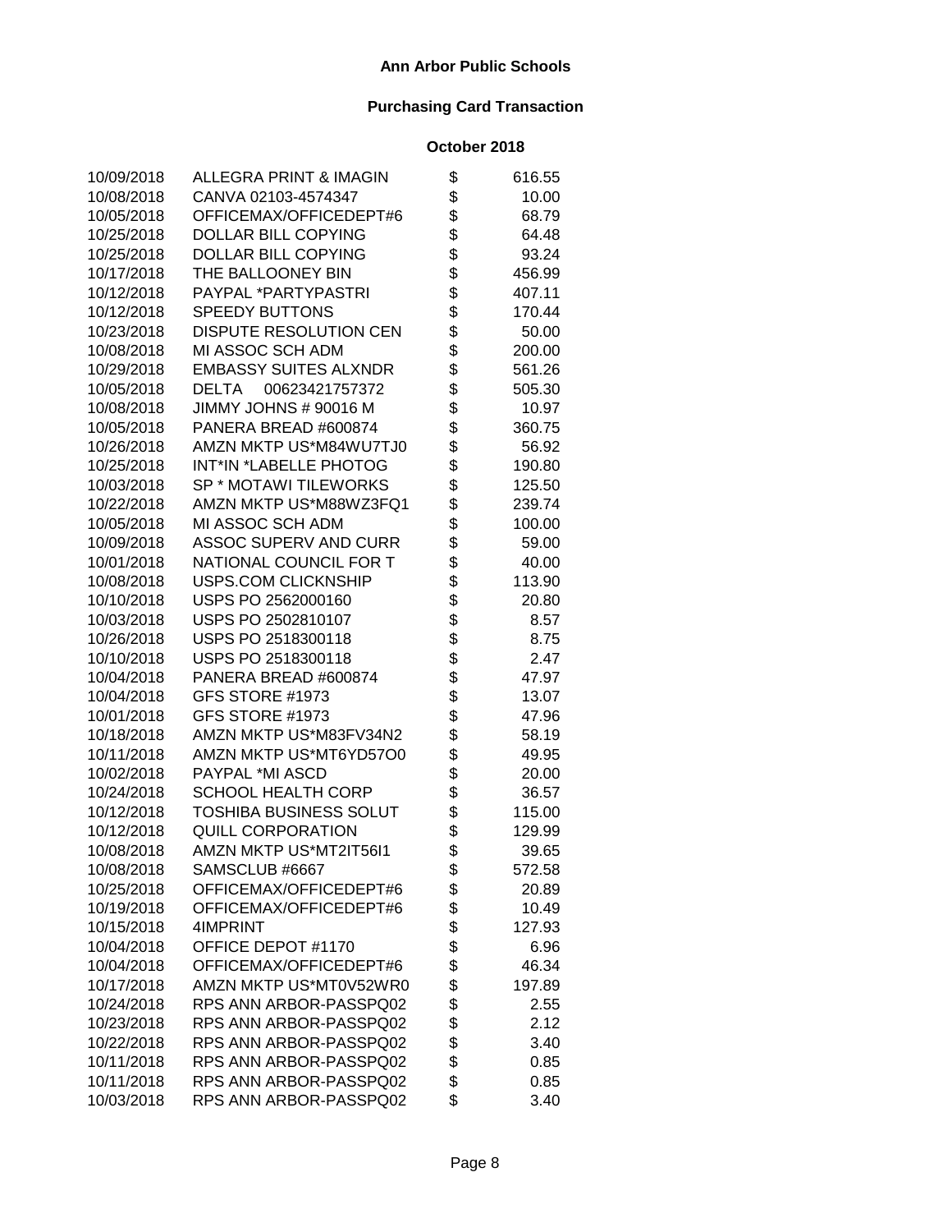**Ann Arbor Public Schools**

**Purchasing Card Transaction**

**October 2018**

| Date | Vendor | | Amount |
|---|---|---|---|
| 10/09/2018 | ALLEGRA PRINT & IMAGIN | $ | 616.55 |
| 10/08/2018 | CANVA 02103-4574347 | $ | 10.00 |
| 10/05/2018 | OFFICEMAX/OFFICEDEPT#6 | $ | 68.79 |
| 10/25/2018 | DOLLAR BILL COPYING | $ | 64.48 |
| 10/25/2018 | DOLLAR BILL COPYING | $ | 93.24 |
| 10/17/2018 | THE BALLOONEY BIN | $ | 456.99 |
| 10/12/2018 | PAYPAL *PARTYPASTRI | $ | 407.11 |
| 10/12/2018 | SPEEDY BUTTONS | $ | 170.44 |
| 10/23/2018 | DISPUTE RESOLUTION CEN | $ | 50.00 |
| 10/08/2018 | MI ASSOC SCH ADM | $ | 200.00 |
| 10/29/2018 | EMBASSY SUITES ALXNDR | $ | 561.26 |
| 10/05/2018 | DELTA 00623421757372 | $ | 505.30 |
| 10/08/2018 | JIMMY JOHNS # 90016 M | $ | 10.97 |
| 10/05/2018 | PANERA BREAD #600874 | $ | 360.75 |
| 10/26/2018 | AMZN MKTP US*M84WU7TJ0 | $ | 56.92 |
| 10/25/2018 | INT*IN *LABELLE PHOTOG | $ | 190.80 |
| 10/03/2018 | SP * MOTAWI TILEWORKS | $ | 125.50 |
| 10/22/2018 | AMZN MKTP US*M88WZ3FQ1 | $ | 239.74 |
| 10/05/2018 | MI ASSOC SCH ADM | $ | 100.00 |
| 10/09/2018 | ASSOC SUPERV AND CURR | $ | 59.00 |
| 10/01/2018 | NATIONAL COUNCIL FOR T | $ | 40.00 |
| 10/08/2018 | USPS.COM CLICKNSHIP | $ | 113.90 |
| 10/10/2018 | USPS PO 2562000160 | $ | 20.80 |
| 10/03/2018 | USPS PO 2502810107 | $ | 8.57 |
| 10/26/2018 | USPS PO 2518300118 | $ | 8.75 |
| 10/10/2018 | USPS PO 2518300118 | $ | 2.47 |
| 10/04/2018 | PANERA BREAD #600874 | $ | 47.97 |
| 10/04/2018 | GFS STORE #1973 | $ | 13.07 |
| 10/01/2018 | GFS STORE #1973 | $ | 47.96 |
| 10/18/2018 | AMZN MKTP US*M83FV34N2 | $ | 58.19 |
| 10/11/2018 | AMZN MKTP US*MT6YD57O0 | $ | 49.95 |
| 10/02/2018 | PAYPAL *MI ASCD | $ | 20.00 |
| 10/24/2018 | SCHOOL HEALTH CORP | $ | 36.57 |
| 10/12/2018 | TOSHIBA BUSINESS SOLUT | $ | 115.00 |
| 10/12/2018 | QUILL CORPORATION | $ | 129.99 |
| 10/08/2018 | AMZN MKTP US*MT2IT56I1 | $ | 39.65 |
| 10/08/2018 | SAMSCLUB #6667 | $ | 572.58 |
| 10/25/2018 | OFFICEMAX/OFFICEDEPT#6 | $ | 20.89 |
| 10/19/2018 | OFFICEMAX/OFFICEDEPT#6 | $ | 10.49 |
| 10/15/2018 | 4IMPRINT | $ | 127.93 |
| 10/04/2018 | OFFICE DEPOT #1170 | $ | 6.96 |
| 10/04/2018 | OFFICEMAX/OFFICEDEPT#6 | $ | 46.34 |
| 10/17/2018 | AMZN MKTP US*MT0V52WR0 | $ | 197.89 |
| 10/24/2018 | RPS ANN ARBOR-PASSPQ02 | $ | 2.55 |
| 10/23/2018 | RPS ANN ARBOR-PASSPQ02 | $ | 2.12 |
| 10/22/2018 | RPS ANN ARBOR-PASSPQ02 | $ | 3.40 |
| 10/11/2018 | RPS ANN ARBOR-PASSPQ02 | $ | 0.85 |
| 10/11/2018 | RPS ANN ARBOR-PASSPQ02 | $ | 0.85 |
| 10/03/2018 | RPS ANN ARBOR-PASSPQ02 | $ | 3.40 |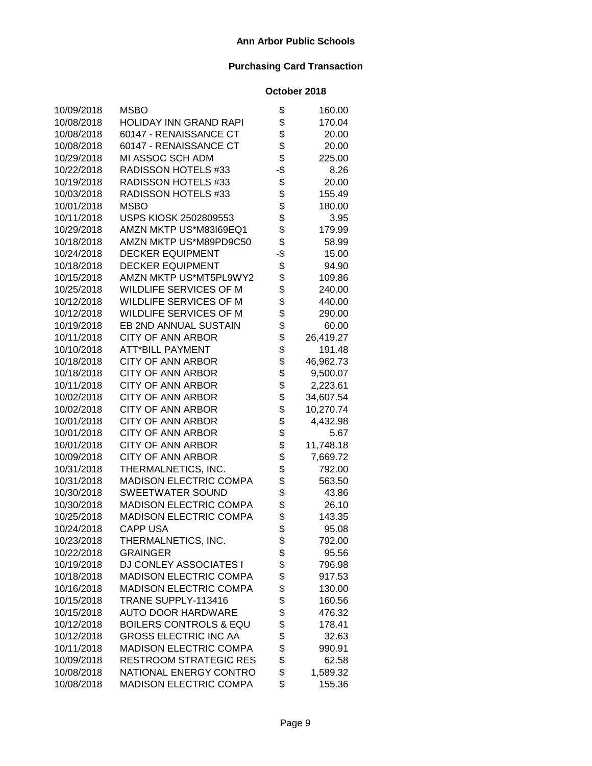# Ann Arbor Public Schools

## Purchasing Card Transaction

### October 2018

| Date | Vendor | | Amount |
|---|---|---|---|
| 10/09/2018 | MSBO | $ | 160.00 |
| 10/08/2018 | HOLIDAY INN GRAND RAPI | $ | 170.04 |
| 10/08/2018 | 60147 - RENAISSANCE CT | $ | 20.00 |
| 10/08/2018 | 60147 - RENAISSANCE CT | $ | 20.00 |
| 10/29/2018 | MI ASSOC SCH ADM | $ | 225.00 |
| 10/22/2018 | RADISSON HOTELS #33 | -$ | 8.26 |
| 10/19/2018 | RADISSON HOTELS #33 | $ | 20.00 |
| 10/03/2018 | RADISSON HOTELS #33 | $ | 155.49 |
| 10/01/2018 | MSBO | $ | 180.00 |
| 10/11/2018 | USPS KIOSK 2502809553 | $ | 3.95 |
| 10/29/2018 | AMZN MKTP US*M83I69EQ1 | $ | 179.99 |
| 10/18/2018 | AMZN MKTP US*M89PD9C50 | $ | 58.99 |
| 10/24/2018 | DECKER EQUIPMENT | -$ | 15.00 |
| 10/18/2018 | DECKER EQUIPMENT | $ | 94.90 |
| 10/15/2018 | AMZN MKTP US*MT5PL9WY2 | $ | 109.86 |
| 10/25/2018 | WILDLIFE SERVICES OF M | $ | 240.00 |
| 10/12/2018 | WILDLIFE SERVICES OF M | $ | 440.00 |
| 10/12/2018 | WILDLIFE SERVICES OF M | $ | 290.00 |
| 10/19/2018 | EB 2ND ANNUAL SUSTAIN | $ | 60.00 |
| 10/11/2018 | CITY OF ANN ARBOR | $ | 26,419.27 |
| 10/10/2018 | ATT*BILL PAYMENT | $ | 191.48 |
| 10/18/2018 | CITY OF ANN ARBOR | $ | 46,962.73 |
| 10/18/2018 | CITY OF ANN ARBOR | $ | 9,500.07 |
| 10/11/2018 | CITY OF ANN ARBOR | $ | 2,223.61 |
| 10/02/2018 | CITY OF ANN ARBOR | $ | 34,607.54 |
| 10/02/2018 | CITY OF ANN ARBOR | $ | 10,270.74 |
| 10/01/2018 | CITY OF ANN ARBOR | $ | 4,432.98 |
| 10/01/2018 | CITY OF ANN ARBOR | $ | 5.67 |
| 10/01/2018 | CITY OF ANN ARBOR | $ | 11,748.18 |
| 10/09/2018 | CITY OF ANN ARBOR | $ | 7,669.72 |
| 10/31/2018 | THERMALNETICS, INC. | $ | 792.00 |
| 10/31/2018 | MADISON ELECTRIC COMPA | $ | 563.50 |
| 10/30/2018 | SWEETWATER SOUND | $ | 43.86 |
| 10/30/2018 | MADISON ELECTRIC COMPA | $ | 26.10 |
| 10/25/2018 | MADISON ELECTRIC COMPA | $ | 143.35 |
| 10/24/2018 | CAPP USA | $ | 95.08 |
| 10/23/2018 | THERMALNETICS, INC. | $ | 792.00 |
| 10/22/2018 | GRAINGER | $ | 95.56 |
| 10/19/2018 | DJ CONLEY ASSOCIATES I | $ | 796.98 |
| 10/18/2018 | MADISON ELECTRIC COMPA | $ | 917.53 |
| 10/16/2018 | MADISON ELECTRIC COMPA | $ | 130.00 |
| 10/15/2018 | TRANE SUPPLY-113416 | $ | 160.56 |
| 10/15/2018 | AUTO DOOR HARDWARE | $ | 476.32 |
| 10/12/2018 | BOILERS CONTROLS & EQU | $ | 178.41 |
| 10/12/2018 | GROSS ELECTRIC INC AA | $ | 32.63 |
| 10/11/2018 | MADISON ELECTRIC COMPA | $ | 990.91 |
| 10/09/2018 | RESTROOM STRATEGIC RES | $ | 62.58 |
| 10/08/2018 | NATIONAL ENERGY CONTRO | $ | 1,589.32 |
| 10/08/2018 | MADISON ELECTRIC COMPA | $ | 155.36 |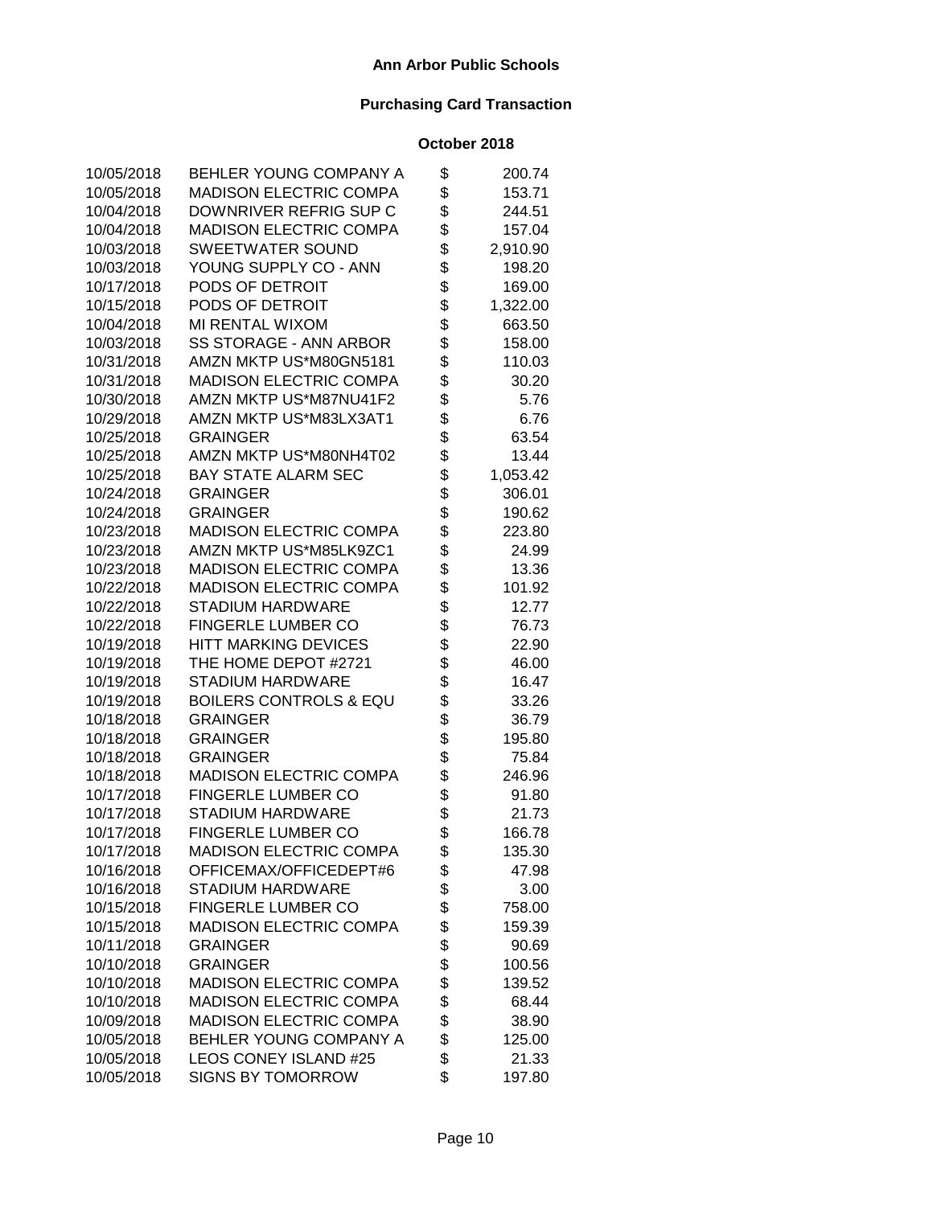**Ann Arbor Public Schools**

**Purchasing Card Transaction**

**October 2018**

| Date | Vendor | | Amount |
|---|---|---|---|
| 10/05/2018 | BEHLER YOUNG COMPANY A | $ | 200.74 |
| 10/05/2018 | MADISON ELECTRIC COMPA | $ | 153.71 |
| 10/04/2018 | DOWNRIVER REFRIG SUP C | $ | 244.51 |
| 10/04/2018 | MADISON ELECTRIC COMPA | $ | 157.04 |
| 10/03/2018 | SWEETWATER SOUND | $ | 2,910.90 |
| 10/03/2018 | YOUNG SUPPLY CO - ANN | $ | 198.20 |
| 10/17/2018 | PODS OF DETROIT | $ | 169.00 |
| 10/15/2018 | PODS OF DETROIT | $ | 1,322.00 |
| 10/04/2018 | MI RENTAL WIXOM | $ | 663.50 |
| 10/03/2018 | SS STORAGE - ANN ARBOR | $ | 158.00 |
| 10/31/2018 | AMZN MKTP US*M80GN5181 | $ | 110.03 |
| 10/31/2018 | MADISON ELECTRIC COMPA | $ | 30.20 |
| 10/30/2018 | AMZN MKTP US*M87NU41F2 | $ | 5.76 |
| 10/29/2018 | AMZN MKTP US*M83LX3AT1 | $ | 6.76 |
| 10/25/2018 | GRAINGER | $ | 63.54 |
| 10/25/2018 | AMZN MKTP US*M80NH4T02 | $ | 13.44 |
| 10/25/2018 | BAY STATE ALARM SEC | $ | 1,053.42 |
| 10/24/2018 | GRAINGER | $ | 306.01 |
| 10/24/2018 | GRAINGER | $ | 190.62 |
| 10/23/2018 | MADISON ELECTRIC COMPA | $ | 223.80 |
| 10/23/2018 | AMZN MKTP US*M85LK9ZC1 | $ | 24.99 |
| 10/23/2018 | MADISON ELECTRIC COMPA | $ | 13.36 |
| 10/22/2018 | MADISON ELECTRIC COMPA | $ | 101.92 |
| 10/22/2018 | STADIUM HARDWARE | $ | 12.77 |
| 10/22/2018 | FINGERLE LUMBER CO | $ | 76.73 |
| 10/19/2018 | HITT MARKING DEVICES | $ | 22.90 |
| 10/19/2018 | THE HOME DEPOT #2721 | $ | 46.00 |
| 10/19/2018 | STADIUM HARDWARE | $ | 16.47 |
| 10/19/2018 | BOILERS CONTROLS & EQU | $ | 33.26 |
| 10/18/2018 | GRAINGER | $ | 36.79 |
| 10/18/2018 | GRAINGER | $ | 195.80 |
| 10/18/2018 | GRAINGER | $ | 75.84 |
| 10/18/2018 | MADISON ELECTRIC COMPA | $ | 246.96 |
| 10/17/2018 | FINGERLE LUMBER CO | $ | 91.80 |
| 10/17/2018 | STADIUM HARDWARE | $ | 21.73 |
| 10/17/2018 | FINGERLE LUMBER CO | $ | 166.78 |
| 10/17/2018 | MADISON ELECTRIC COMPA | $ | 135.30 |
| 10/16/2018 | OFFICEMAX/OFFICEDEPT#6 | $ | 47.98 |
| 10/16/2018 | STADIUM HARDWARE | $ | 3.00 |
| 10/15/2018 | FINGERLE LUMBER CO | $ | 758.00 |
| 10/15/2018 | MADISON ELECTRIC COMPA | $ | 159.39 |
| 10/11/2018 | GRAINGER | $ | 90.69 |
| 10/10/2018 | GRAINGER | $ | 100.56 |
| 10/10/2018 | MADISON ELECTRIC COMPA | $ | 139.52 |
| 10/10/2018 | MADISON ELECTRIC COMPA | $ | 68.44 |
| 10/09/2018 | MADISON ELECTRIC COMPA | $ | 38.90 |
| 10/05/2018 | BEHLER YOUNG COMPANY A | $ | 125.00 |
| 10/05/2018 | LEOS CONEY ISLAND #25 | $ | 21.33 |
| 10/05/2018 | SIGNS BY TOMORROW | $ | 197.80 |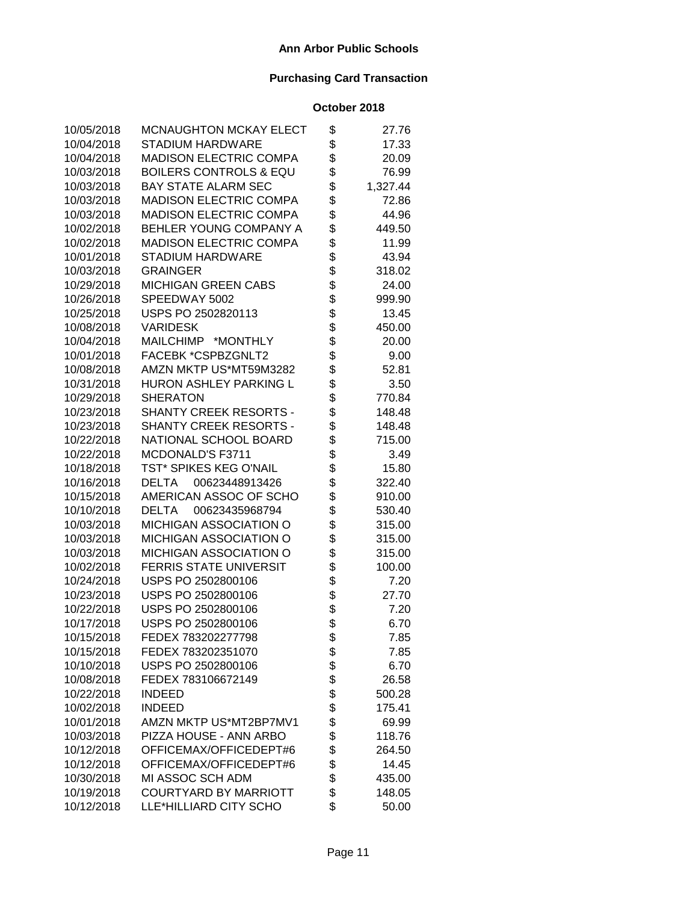**Ann Arbor Public Schools**

**Purchasing Card Transaction**

**October 2018**

| Date | Vendor | | Amount |
|---|---|---|---|
| 10/05/2018 | MCNAUGHTON MCKAY ELECT | $ | 27.76 |
| 10/04/2018 | STADIUM HARDWARE | $ | 17.33 |
| 10/04/2018 | MADISON ELECTRIC COMPA | $ | 20.09 |
| 10/03/2018 | BOILERS CONTROLS & EQU | $ | 76.99 |
| 10/03/2018 | BAY STATE ALARM SEC | $ | 1,327.44 |
| 10/03/2018 | MADISON ELECTRIC COMPA | $ | 72.86 |
| 10/03/2018 | MADISON ELECTRIC COMPA | $ | 44.96 |
| 10/02/2018 | BEHLER YOUNG COMPANY A | $ | 449.50 |
| 10/02/2018 | MADISON ELECTRIC COMPA | $ | 11.99 |
| 10/01/2018 | STADIUM HARDWARE | $ | 43.94 |
| 10/03/2018 | GRAINGER | $ | 318.02 |
| 10/29/2018 | MICHIGAN GREEN CABS | $ | 24.00 |
| 10/26/2018 | SPEEDWAY 5002 | $ | 999.90 |
| 10/25/2018 | USPS PO 2502820113 | $ | 13.45 |
| 10/08/2018 | VARIDESK | $ | 450.00 |
| 10/04/2018 | MAILCHIMP *MONTHLY | $ | 20.00 |
| 10/01/2018 | FACEBK *CSPBZGNLT2 | $ | 9.00 |
| 10/08/2018 | AMZN MKTP US*MT59M3282 | $ | 52.81 |
| 10/31/2018 | HURON ASHLEY PARKING L | $ | 3.50 |
| 10/29/2018 | SHERATON | $ | 770.84 |
| 10/23/2018 | SHANTY CREEK RESORTS - | $ | 148.48 |
| 10/23/2018 | SHANTY CREEK RESORTS - | $ | 148.48 |
| 10/22/2018 | NATIONAL SCHOOL BOARD | $ | 715.00 |
| 10/22/2018 | MCDONALD'S F3711 | $ | 3.49 |
| 10/18/2018 | TST* SPIKES KEG O'NAIL | $ | 15.80 |
| 10/16/2018 | DELTA 00623448913426 | $ | 322.40 |
| 10/15/2018 | AMERICAN ASSOC OF SCHO | $ | 910.00 |
| 10/10/2018 | DELTA 00623435968794 | $ | 530.40 |
| 10/03/2018 | MICHIGAN ASSOCIATION O | $ | 315.00 |
| 10/03/2018 | MICHIGAN ASSOCIATION O | $ | 315.00 |
| 10/03/2018 | MICHIGAN ASSOCIATION O | $ | 315.00 |
| 10/02/2018 | FERRIS STATE UNIVERSIT | $ | 100.00 |
| 10/24/2018 | USPS PO 2502800106 | $ | 7.20 |
| 10/23/2018 | USPS PO 2502800106 | $ | 27.70 |
| 10/22/2018 | USPS PO 2502800106 | $ | 7.20 |
| 10/17/2018 | USPS PO 2502800106 | $ | 6.70 |
| 10/15/2018 | FEDEX 783202277798 | $ | 7.85 |
| 10/15/2018 | FEDEX 783202351070 | $ | 7.85 |
| 10/10/2018 | USPS PO 2502800106 | $ | 6.70 |
| 10/08/2018 | FEDEX 783106672149 | $ | 26.58 |
| 10/22/2018 | INDEED | $ | 500.28 |
| 10/02/2018 | INDEED | $ | 175.41 |
| 10/01/2018 | AMZN MKTP US*MT2BP7MV1 | $ | 69.99 |
| 10/03/2018 | PIZZA HOUSE - ANN ARBO | $ | 118.76 |
| 10/12/2018 | OFFICEMAX/OFFICEDEPT#6 | $ | 264.50 |
| 10/12/2018 | OFFICEMAX/OFFICEDEPT#6 | $ | 14.45 |
| 10/30/2018 | MI ASSOC SCH ADM | $ | 435.00 |
| 10/19/2018 | COURTYARD BY MARRIOTT | $ | 148.05 |
| 10/12/2018 | LLE*HILLIARD CITY SCHO | $ | 50.00 |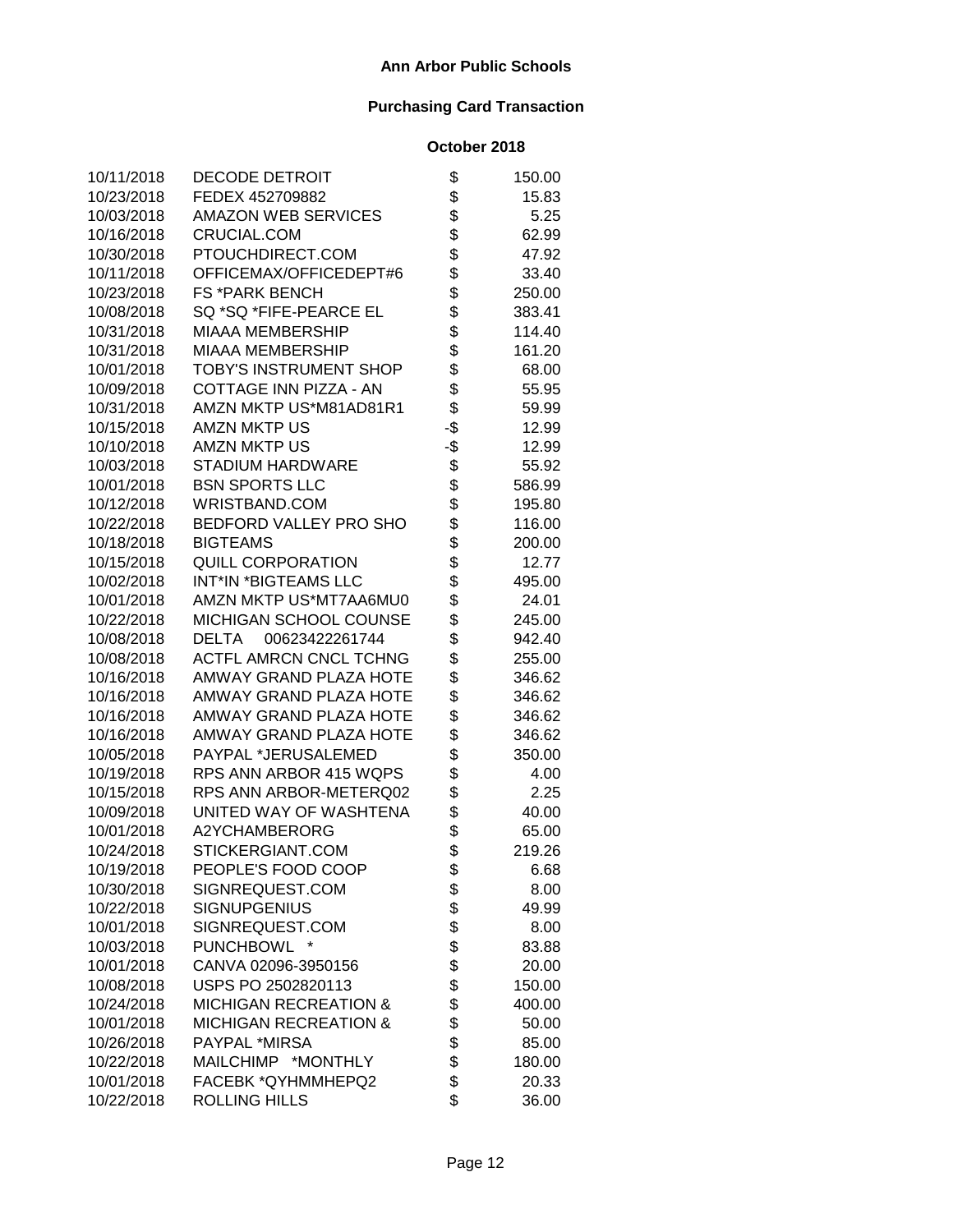# Ann Arbor Public Schools

## Purchasing Card Transaction

### October 2018

| Date | Vendor | | Amount |
|---|---|---|---|
| 10/11/2018 | DECODE DETROIT | $ | 150.00 |
| 10/23/2018 | FEDEX 452709882 | $ | 15.83 |
| 10/03/2018 | AMAZON WEB SERVICES | $ | 5.25 |
| 10/16/2018 | CRUCIAL.COM | $ | 62.99 |
| 10/30/2018 | PTOUCHDIRECT.COM | $ | 47.92 |
| 10/11/2018 | OFFICEMAX/OFFICEDEPT#6 | $ | 33.40 |
| 10/23/2018 | FS *PARK BENCH | $ | 250.00 |
| 10/08/2018 | SQ *SQ *FIFE-PEARCE EL | $ | 383.41 |
| 10/31/2018 | MIAAA MEMBERSHIP | $ | 114.40 |
| 10/31/2018 | MIAAA MEMBERSHIP | $ | 161.20 |
| 10/01/2018 | TOBY'S INSTRUMENT SHOP | $ | 68.00 |
| 10/09/2018 | COTTAGE INN PIZZA - AN | $ | 55.95 |
| 10/31/2018 | AMZN MKTP US*M81AD81R1 | $ | 59.99 |
| 10/15/2018 | AMZN MKTP US | -$ | 12.99 |
| 10/10/2018 | AMZN MKTP US | -$ | 12.99 |
| 10/03/2018 | STADIUM HARDWARE | $ | 55.92 |
| 10/01/2018 | BSN SPORTS LLC | $ | 586.99 |
| 10/12/2018 | WRISTBAND.COM | $ | 195.80 |
| 10/22/2018 | BEDFORD VALLEY PRO SHO | $ | 116.00 |
| 10/18/2018 | BIGTEAMS | $ | 200.00 |
| 10/15/2018 | QUILL CORPORATION | $ | 12.77 |
| 10/02/2018 | INT*IN *BIGTEAMS LLC | $ | 495.00 |
| 10/01/2018 | AMZN MKTP US*MT7AA6MU0 | $ | 24.01 |
| 10/22/2018 | MICHIGAN SCHOOL COUNSE | $ | 245.00 |
| 10/08/2018 | DELTA 00623422261744 | $ | 942.40 |
| 10/08/2018 | ACTFL AMRCN CNCL TCHNG | $ | 255.00 |
| 10/16/2018 | AMWAY GRAND PLAZA HOTE | $ | 346.62 |
| 10/16/2018 | AMWAY GRAND PLAZA HOTE | $ | 346.62 |
| 10/16/2018 | AMWAY GRAND PLAZA HOTE | $ | 346.62 |
| 10/16/2018 | AMWAY GRAND PLAZA HOTE | $ | 346.62 |
| 10/05/2018 | PAYPAL *JERUSALEMED | $ | 350.00 |
| 10/19/2018 | RPS ANN ARBOR 415 WQPS | $ | 4.00 |
| 10/15/2018 | RPS ANN ARBOR-METERQ02 | $ | 2.25 |
| 10/09/2018 | UNITED WAY OF WASHTENA | $ | 40.00 |
| 10/01/2018 | A2YCHAMBERORG | $ | 65.00 |
| 10/24/2018 | STICKERGIANT.COM | $ | 219.26 |
| 10/19/2018 | PEOPLE'S FOOD COOP | $ | 6.68 |
| 10/30/2018 | SIGNREQUEST.COM | $ | 8.00 |
| 10/22/2018 | SIGNUPGENIUS | $ | 49.99 |
| 10/01/2018 | SIGNREQUEST.COM | $ | 8.00 |
| 10/03/2018 | PUNCHBOWL * | $ | 83.88 |
| 10/01/2018 | CANVA 02096-3950156 | $ | 20.00 |
| 10/08/2018 | USPS PO 2502820113 | $ | 150.00 |
| 10/24/2018 | MICHIGAN RECREATION & | $ | 400.00 |
| 10/01/2018 | MICHIGAN RECREATION & | $ | 50.00 |
| 10/26/2018 | PAYPAL *MIRSA | $ | 85.00 |
| 10/22/2018 | MAILCHIMP *MONTHLY | $ | 180.00 |
| 10/01/2018 | FACEBK *QYHMMHEPQ2 | $ | 20.33 |
| 10/22/2018 | ROLLING HILLS | $ | 36.00 |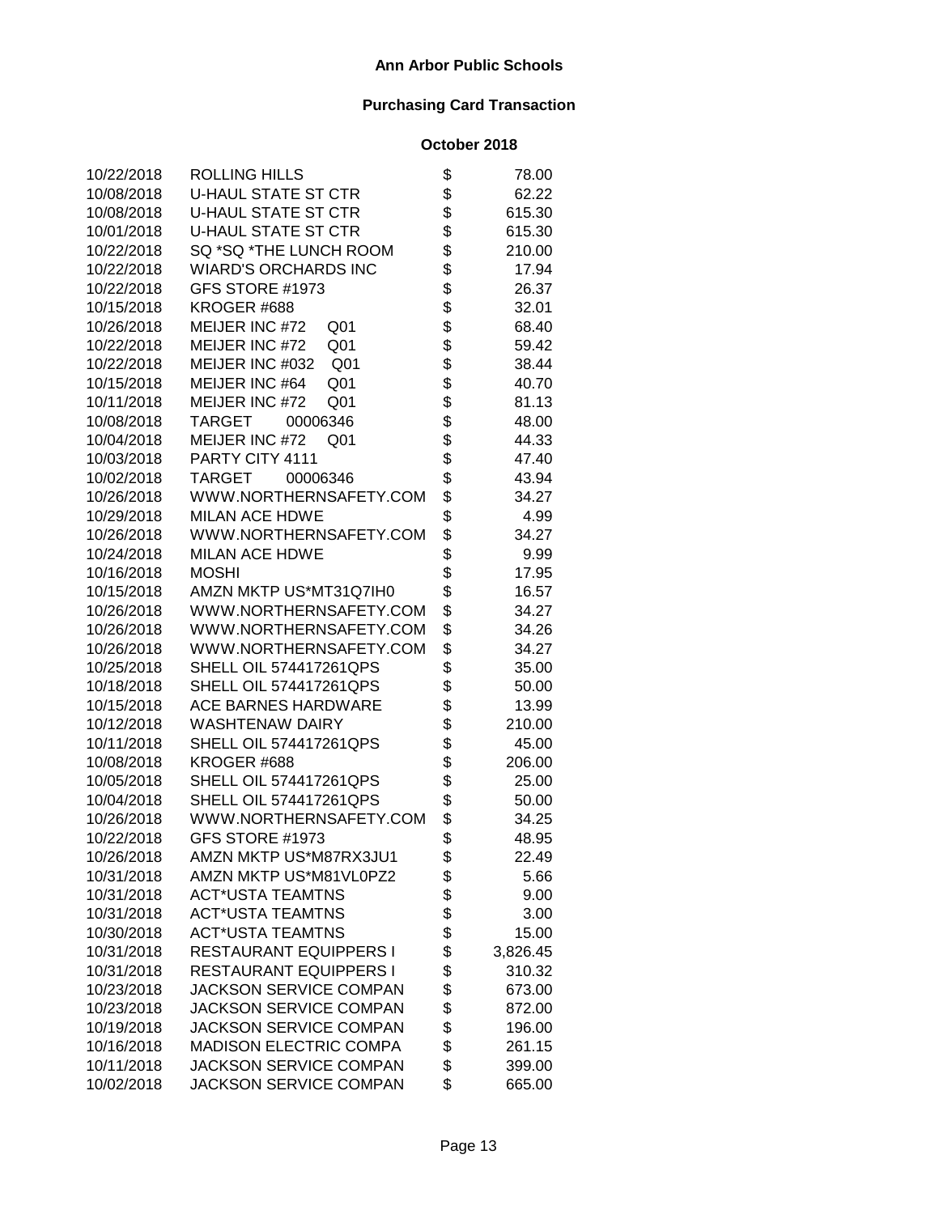# Ann Arbor Public Schools

## Purchasing Card Transaction

### October 2018

| Date | Vendor | | Amount |
|---|---|---|---|
| 10/22/2018 | ROLLING HILLS | $ | 78.00 |
| 10/08/2018 | U-HAUL STATE ST CTR | $ | 62.22 |
| 10/08/2018 | U-HAUL STATE ST CTR | $ | 615.30 |
| 10/01/2018 | U-HAUL STATE ST CTR | $ | 615.30 |
| 10/22/2018 | SQ *SQ *THE LUNCH ROOM | $ | 210.00 |
| 10/22/2018 | WIARD'S ORCHARDS INC | $ | 17.94 |
| 10/22/2018 | GFS STORE #1973 | $ | 26.37 |
| 10/15/2018 | KROGER #688 | $ | 32.01 |
| 10/26/2018 | MEIJER INC #72 Q01 | $ | 68.40 |
| 10/22/2018 | MEIJER INC #72 Q01 | $ | 59.42 |
| 10/22/2018 | MEIJER INC #032 Q01 | $ | 38.44 |
| 10/15/2018 | MEIJER INC #64 Q01 | $ | 40.70 |
| 10/11/2018 | MEIJER INC #72 Q01 | $ | 81.13 |
| 10/08/2018 | TARGET 00006346 | $ | 48.00 |
| 10/04/2018 | MEIJER INC #72 Q01 | $ | 44.33 |
| 10/03/2018 | PARTY CITY 4111 | $ | 47.40 |
| 10/02/2018 | TARGET 00006346 | $ | 43.94 |
| 10/26/2018 | WWW.NORTHERNSAFETY.COM | $ | 34.27 |
| 10/29/2018 | MILAN ACE HDWE | $ | 4.99 |
| 10/26/2018 | WWW.NORTHERNSAFETY.COM | $ | 34.27 |
| 10/24/2018 | MILAN ACE HDWE | $ | 9.99 |
| 10/16/2018 | MOSHI | $ | 17.95 |
| 10/15/2018 | AMZN MKTP US*MT31Q7IH0 | $ | 16.57 |
| 10/26/2018 | WWW.NORTHERNSAFETY.COM | $ | 34.27 |
| 10/26/2018 | WWW.NORTHERNSAFETY.COM | $ | 34.26 |
| 10/26/2018 | WWW.NORTHERNSAFETY.COM | $ | 34.27 |
| 10/25/2018 | SHELL OIL 574417261QPS | $ | 35.00 |
| 10/18/2018 | SHELL OIL 574417261QPS | $ | 50.00 |
| 10/15/2018 | ACE BARNES HARDWARE | $ | 13.99 |
| 10/12/2018 | WASHTENAW DAIRY | $ | 210.00 |
| 10/11/2018 | SHELL OIL 574417261QPS | $ | 45.00 |
| 10/08/2018 | KROGER #688 | $ | 206.00 |
| 10/05/2018 | SHELL OIL 574417261QPS | $ | 25.00 |
| 10/04/2018 | SHELL OIL 574417261QPS | $ | 50.00 |
| 10/26/2018 | WWW.NORTHERNSAFETY.COM | $ | 34.25 |
| 10/22/2018 | GFS STORE #1973 | $ | 48.95 |
| 10/26/2018 | AMZN MKTP US*M87RX3JU1 | $ | 22.49 |
| 10/31/2018 | AMZN MKTP US*M81VL0PZ2 | $ | 5.66 |
| 10/31/2018 | ACT*USTA TEAMTNS | $ | 9.00 |
| 10/31/2018 | ACT*USTA TEAMTNS | $ | 3.00 |
| 10/30/2018 | ACT*USTA TEAMTNS | $ | 15.00 |
| 10/31/2018 | RESTAURANT EQUIPPERS I | $ | 3,826.45 |
| 10/31/2018 | RESTAURANT EQUIPPERS I | $ | 310.32 |
| 10/23/2018 | JACKSON SERVICE COMPAN | $ | 673.00 |
| 10/23/2018 | JACKSON SERVICE COMPAN | $ | 872.00 |
| 10/19/2018 | JACKSON SERVICE COMPAN | $ | 196.00 |
| 10/16/2018 | MADISON ELECTRIC COMPA | $ | 261.15 |
| 10/11/2018 | JACKSON SERVICE COMPAN | $ | 399.00 |
| 10/02/2018 | JACKSON SERVICE COMPAN | $ | 665.00 |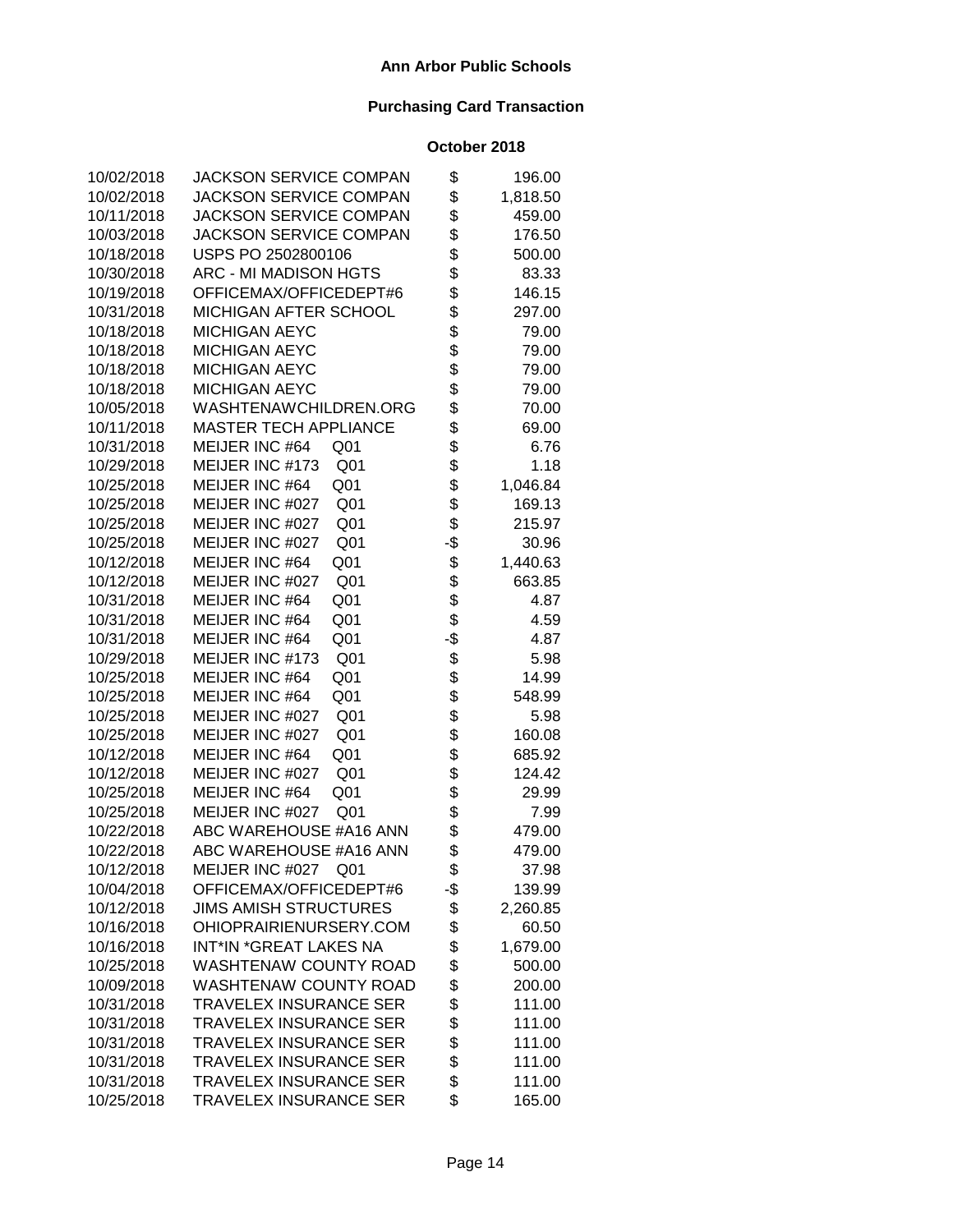**Ann Arbor Public Schools**

**Purchasing Card Transaction**

**October 2018**

| Date | Vendor | | Amount |
|---|---|---|---|
| 10/02/2018 | JACKSON SERVICE COMPAN | $ | 196.00 |
| 10/02/2018 | JACKSON SERVICE COMPAN | $ | 1,818.50 |
| 10/11/2018 | JACKSON SERVICE COMPAN | $ | 459.00 |
| 10/03/2018 | JACKSON SERVICE COMPAN | $ | 176.50 |
| 10/18/2018 | USPS PO 2502800106 | $ | 500.00 |
| 10/30/2018 | ARC - MI MADISON HGTS | $ | 83.33 |
| 10/19/2018 | OFFICEMAX/OFFICEDEPT#6 | $ | 146.15 |
| 10/31/2018 | MICHIGAN AFTER SCHOOL | $ | 297.00 |
| 10/18/2018 | MICHIGAN AEYC | $ | 79.00 |
| 10/18/2018 | MICHIGAN AEYC | $ | 79.00 |
| 10/18/2018 | MICHIGAN AEYC | $ | 79.00 |
| 10/18/2018 | MICHIGAN AEYC | $ | 79.00 |
| 10/05/2018 | WASHTENAWCHILDREN.ORG | $ | 70.00 |
| 10/11/2018 | MASTER TECH APPLIANCE | $ | 69.00 |
| 10/31/2018 | MEIJER INC #64 Q01 | $ | 6.76 |
| 10/29/2018 | MEIJER INC #173 Q01 | $ | 1.18 |
| 10/25/2018 | MEIJER INC #64 Q01 | $ | 1,046.84 |
| 10/25/2018 | MEIJER INC #027 Q01 | $ | 169.13 |
| 10/25/2018 | MEIJER INC #027 Q01 | $ | 215.97 |
| 10/25/2018 | MEIJER INC #027 Q01 | -$ | 30.96 |
| 10/12/2018 | MEIJER INC #64 Q01 | $ | 1,440.63 |
| 10/12/2018 | MEIJER INC #027 Q01 | $ | 663.85 |
| 10/31/2018 | MEIJER INC #64 Q01 | $ | 4.87 |
| 10/31/2018 | MEIJER INC #64 Q01 | $ | 4.59 |
| 10/31/2018 | MEIJER INC #64 Q01 | -$ | 4.87 |
| 10/29/2018 | MEIJER INC #173 Q01 | $ | 5.98 |
| 10/25/2018 | MEIJER INC #64 Q01 | $ | 14.99 |
| 10/25/2018 | MEIJER INC #64 Q01 | $ | 548.99 |
| 10/25/2018 | MEIJER INC #027 Q01 | $ | 5.98 |
| 10/25/2018 | MEIJER INC #027 Q01 | $ | 160.08 |
| 10/12/2018 | MEIJER INC #64 Q01 | $ | 685.92 |
| 10/12/2018 | MEIJER INC #027 Q01 | $ | 124.42 |
| 10/25/2018 | MEIJER INC #64 Q01 | $ | 29.99 |
| 10/25/2018 | MEIJER INC #027 Q01 | $ | 7.99 |
| 10/22/2018 | ABC WAREHOUSE #A16 ANN | $ | 479.00 |
| 10/22/2018 | ABC WAREHOUSE #A16 ANN | $ | 479.00 |
| 10/12/2018 | MEIJER INC #027 Q01 | $ | 37.98 |
| 10/04/2018 | OFFICEMAX/OFFICEDEPT#6 | -$ | 139.99 |
| 10/12/2018 | JIMS AMISH STRUCTURES | $ | 2,260.85 |
| 10/16/2018 | OHIOPRAIRIENURSERY.COM | $ | 60.50 |
| 10/16/2018 | INT*IN *GREAT LAKES NA | $ | 1,679.00 |
| 10/25/2018 | WASHTENAW COUNTY ROAD | $ | 500.00 |
| 10/09/2018 | WASHTENAW COUNTY ROAD | $ | 200.00 |
| 10/31/2018 | TRAVELEX INSURANCE SER | $ | 111.00 |
| 10/31/2018 | TRAVELEX INSURANCE SER | $ | 111.00 |
| 10/31/2018 | TRAVELEX INSURANCE SER | $ | 111.00 |
| 10/31/2018 | TRAVELEX INSURANCE SER | $ | 111.00 |
| 10/31/2018 | TRAVELEX INSURANCE SER | $ | 111.00 |
| 10/25/2018 | TRAVELEX INSURANCE SER | $ | 165.00 |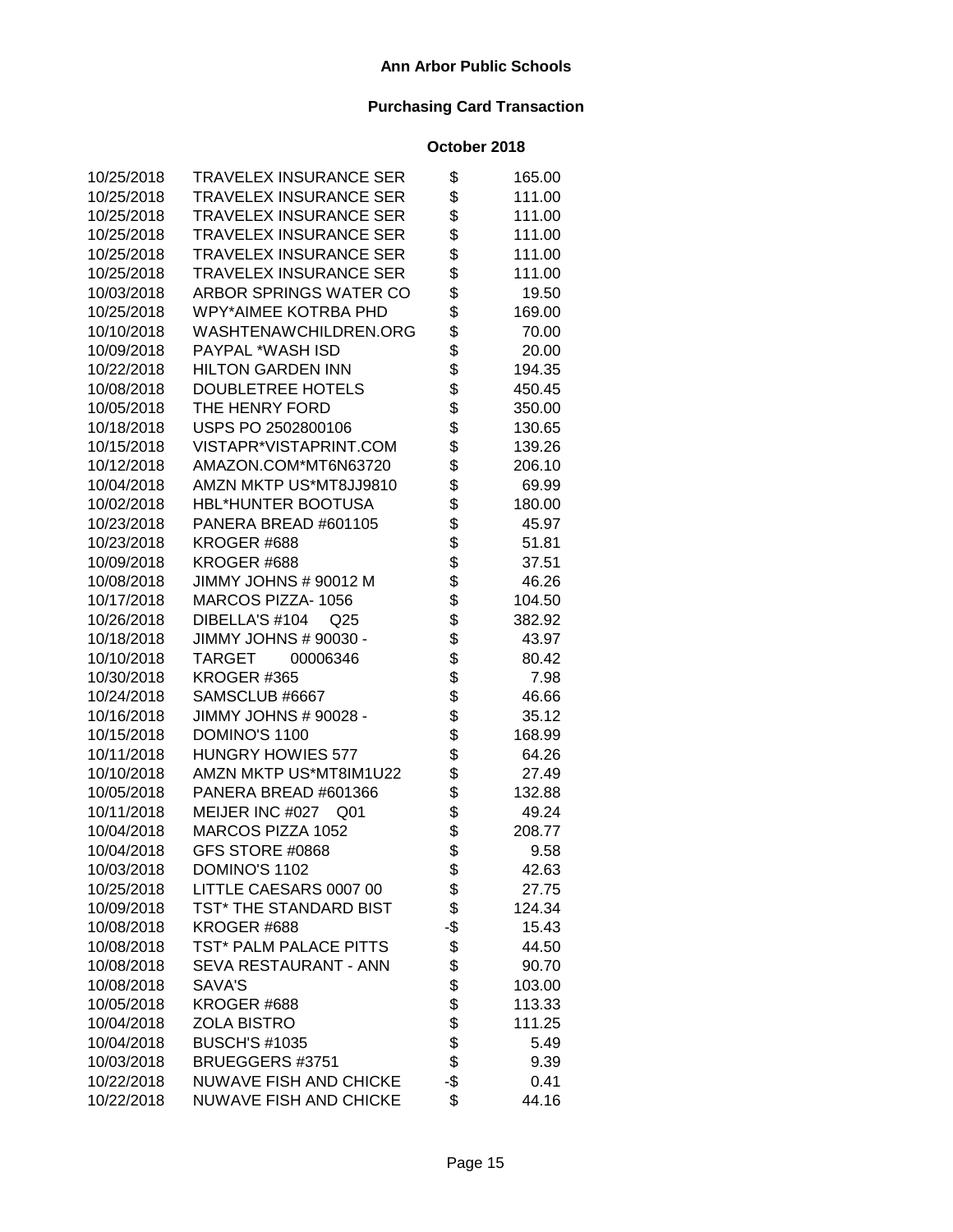**Ann Arbor Public Schools**

**Purchasing Card Transaction**

**October 2018**

| | | | |
|---|---|---|---|
| 10/25/2018 | TRAVELEX INSURANCE SER | $ | 165.00 |
| 10/25/2018 | TRAVELEX INSURANCE SER | $ | 111.00 |
| 10/25/2018 | TRAVELEX INSURANCE SER | $ | 111.00 |
| 10/25/2018 | TRAVELEX INSURANCE SER | $ | 111.00 |
| 10/25/2018 | TRAVELEX INSURANCE SER | $ | 111.00 |
| 10/25/2018 | TRAVELEX INSURANCE SER | $ | 111.00 |
| 10/03/2018 | ARBOR SPRINGS WATER CO | $ | 19.50 |
| 10/25/2018 | WPY*AIMEE KOTRBA PHD | $ | 169.00 |
| 10/10/2018 | WASHTENAWCHILDREN.ORG | $ | 70.00 |
| 10/09/2018 | PAYPAL *WASH ISD | $ | 20.00 |
| 10/22/2018 | HILTON GARDEN INN | $ | 194.35 |
| 10/08/2018 | DOUBLETREE HOTELS | $ | 450.45 |
| 10/05/2018 | THE HENRY FORD | $ | 350.00 |
| 10/18/2018 | USPS PO 2502800106 | $ | 130.65 |
| 10/15/2018 | VISTAPR*VISTAPRINT.COM | $ | 139.26 |
| 10/12/2018 | AMAZON.COM*MT6N63720 | $ | 206.10 |
| 10/04/2018 | AMZN MKTP US*MT8JJ9810 | $ | 69.99 |
| 10/02/2018 | HBL*HUNTER BOOTUSA | $ | 180.00 |
| 10/23/2018 | PANERA BREAD #601105 | $ | 45.97 |
| 10/23/2018 | KROGER #688 | $ | 51.81 |
| 10/09/2018 | KROGER #688 | $ | 37.51 |
| 10/08/2018 | JIMMY JOHNS # 90012 M | $ | 46.26 |
| 10/17/2018 | MARCOS PIZZA- 1056 | $ | 104.50 |
| 10/26/2018 | DIBELLA'S #104 Q25 | $ | 382.92 |
| 10/18/2018 | JIMMY JOHNS # 90030 - | $ | 43.97 |
| 10/10/2018 | TARGET 00006346 | $ | 80.42 |
| 10/30/2018 | KROGER #365 | $ | 7.98 |
| 10/24/2018 | SAMSCLUB #6667 | $ | 46.66 |
| 10/16/2018 | JIMMY JOHNS # 90028 - | $ | 35.12 |
| 10/15/2018 | DOMINO'S 1100 | $ | 168.99 |
| 10/11/2018 | HUNGRY HOWIES 577 | $ | 64.26 |
| 10/10/2018 | AMZN MKTP US*MT8IM1U22 | $ | 27.49 |
| 10/05/2018 | PANERA BREAD #601366 | $ | 132.88 |
| 10/11/2018 | MEIJER INC #027 Q01 | $ | 49.24 |
| 10/04/2018 | MARCOS PIZZA 1052 | $ | 208.77 |
| 10/04/2018 | GFS STORE #0868 | $ | 9.58 |
| 10/03/2018 | DOMINO'S 1102 | $ | 42.63 |
| 10/25/2018 | LITTLE CAESARS 0007 00 | $ | 27.75 |
| 10/09/2018 | TST* THE STANDARD BIST | $ | 124.34 |
| 10/08/2018 | KROGER #688 | -$ | 15.43 |
| 10/08/2018 | TST* PALM PALACE PITTS | $ | 44.50 |
| 10/08/2018 | SEVA RESTAURANT - ANN | $ | 90.70 |
| 10/08/2018 | SAVA'S | $ | 103.00 |
| 10/05/2018 | KROGER #688 | $ | 113.33 |
| 10/04/2018 | ZOLA BISTRO | $ | 111.25 |
| 10/04/2018 | BUSCH'S #1035 | $ | 5.49 |
| 10/03/2018 | BRUEGGERS #3751 | $ | 9.39 |
| 10/22/2018 | NUWAVE FISH AND CHICKE | -$ | 0.41 |
| 10/22/2018 | NUWAVE FISH AND CHICKE | $ | 44.16 |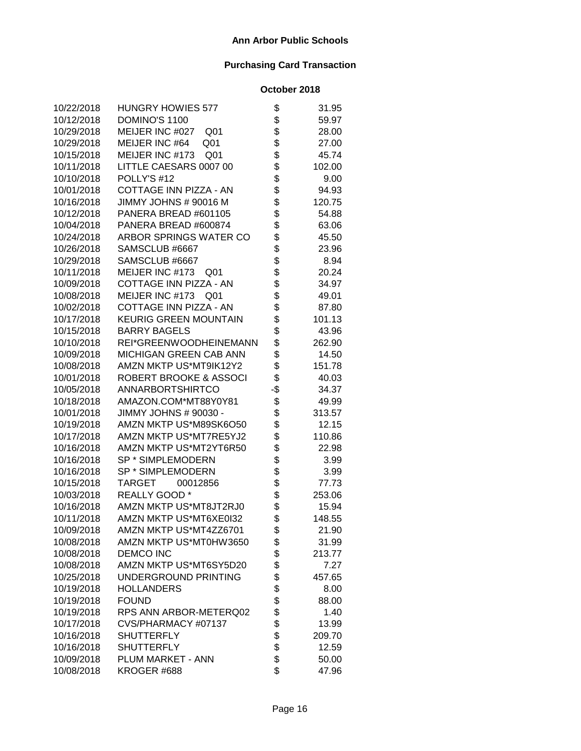**Ann Arbor Public Schools**

**Purchasing Card Transaction**

**October 2018**

| Date | Vendor | | Amount |
|---|---|---|---|
| 10/22/2018 | HUNGRY HOWIES 577 | $ | 31.95 |
| 10/12/2018 | DOMINO'S 1100 | $ | 59.97 |
| 10/29/2018 | MEIJER INC #027 Q01 | $ | 28.00 |
| 10/29/2018 | MEIJER INC #64 Q01 | $ | 27.00 |
| 10/15/2018 | MEIJER INC #173 Q01 | $ | 45.74 |
| 10/11/2018 | LITTLE CAESARS 0007 00 | $ | 102.00 |
| 10/10/2018 | POLLY'S #12 | $ | 9.00 |
| 10/01/2018 | COTTAGE INN PIZZA - AN | $ | 94.93 |
| 10/16/2018 | JIMMY JOHNS # 90016 M | $ | 120.75 |
| 10/12/2018 | PANERA BREAD #601105 | $ | 54.88 |
| 10/04/2018 | PANERA BREAD #600874 | $ | 63.06 |
| 10/24/2018 | ARBOR SPRINGS WATER CO | $ | 45.50 |
| 10/26/2018 | SAMSCLUB #6667 | $ | 23.96 |
| 10/29/2018 | SAMSCLUB #6667 | $ | 8.94 |
| 10/11/2018 | MEIJER INC #173 Q01 | $ | 20.24 |
| 10/09/2018 | COTTAGE INN PIZZA - AN | $ | 34.97 |
| 10/08/2018 | MEIJER INC #173 Q01 | $ | 49.01 |
| 10/02/2018 | COTTAGE INN PIZZA - AN | $ | 87.80 |
| 10/17/2018 | KEURIG GREEN MOUNTAIN | $ | 101.13 |
| 10/15/2018 | BARRY BAGELS | $ | 43.96 |
| 10/10/2018 | REI*GREENWOODHEINEMANN | $ | 262.90 |
| 10/09/2018 | MICHIGAN GREEN CAB ANN | $ | 14.50 |
| 10/08/2018 | AMZN MKTP US*MT9IK12Y2 | $ | 151.78 |
| 10/01/2018 | ROBERT BROOKE & ASSOCI | $ | 40.03 |
| 10/05/2018 | ANNARBORTSHIRTCO | -$ | 34.37 |
| 10/18/2018 | AMAZON.COM*MT88Y0Y81 | $ | 49.99 |
| 10/01/2018 | JIMMY JOHNS # 90030 - | $ | 313.57 |
| 10/19/2018 | AMZN MKTP US*M89SK6O50 | $ | 12.15 |
| 10/17/2018 | AMZN MKTP US*MT7RE5YJ2 | $ | 110.86 |
| 10/16/2018 | AMZN MKTP US*MT2YT6R50 | $ | 22.98 |
| 10/16/2018 | SP * SIMPLEMODERN | $ | 3.99 |
| 10/16/2018 | SP * SIMPLEMODERN | $ | 3.99 |
| 10/15/2018 | TARGET 00012856 | $ | 77.73 |
| 10/03/2018 | REALLY GOOD * | $ | 253.06 |
| 10/16/2018 | AMZN MKTP US*MT8JT2RJ0 | $ | 15.94 |
| 10/11/2018 | AMZN MKTP US*MT6XE0I32 | $ | 148.55 |
| 10/09/2018 | AMZN MKTP US*MT4ZZ6701 | $ | 21.90 |
| 10/08/2018 | AMZN MKTP US*MT0HW3650 | $ | 31.99 |
| 10/08/2018 | DEMCO INC | $ | 213.77 |
| 10/08/2018 | AMZN MKTP US*MT6SY5D20 | $ | 7.27 |
| 10/25/2018 | UNDERGROUND PRINTING | $ | 457.65 |
| 10/19/2018 | HOLLANDERS | $ | 8.00 |
| 10/19/2018 | FOUND | $ | 88.00 |
| 10/19/2018 | RPS ANN ARBOR-METERQ02 | $ | 1.40 |
| 10/17/2018 | CVS/PHARMACY #07137 | $ | 13.99 |
| 10/16/2018 | SHUTTERFLY | $ | 209.70 |
| 10/16/2018 | SHUTTERFLY | $ | 12.59 |
| 10/09/2018 | PLUM MARKET - ANN | $ | 50.00 |
| 10/08/2018 | KROGER #688 | $ | 47.96 |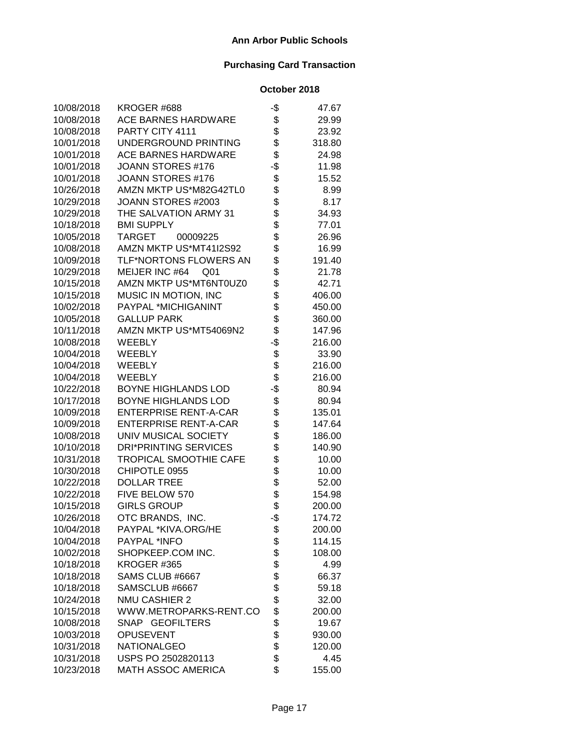# Ann Arbor Public Schools

## Purchasing Card Transaction

### October 2018

| | | | |
|---|---|---|---|
| 10/08/2018 | KROGER #688 | -$ | 47.67 |
| 10/08/2018 | ACE BARNES HARDWARE | $ | 29.99 |
| 10/08/2018 | PARTY CITY 4111 | $ | 23.92 |
| 10/01/2018 | UNDERGROUND PRINTING | $ | 318.80 |
| 10/01/2018 | ACE BARNES HARDWARE | $ | 24.98 |
| 10/01/2018 | JOANN STORES #176 | -$ | 11.98 |
| 10/01/2018 | JOANN STORES #176 | $ | 15.52 |
| 10/26/2018 | AMZN MKTP US*M82G42TL0 | $ | 8.99 |
| 10/29/2018 | JOANN STORES #2003 | $ | 8.17 |
| 10/29/2018 | THE SALVATION ARMY 31 | $ | 34.93 |
| 10/18/2018 | BMI SUPPLY | $ | 77.01 |
| 10/05/2018 | TARGET 00009225 | $ | 26.96 |
| 10/08/2018 | AMZN MKTP US*MT41I2S92 | $ | 16.99 |
| 10/09/2018 | TLF*NORTONS FLOWERS AN | $ | 191.40 |
| 10/29/2018 | MEIJER INC #64 Q01 | $ | 21.78 |
| 10/15/2018 | AMZN MKTP US*MT6NT0UZ0 | $ | 42.71 |
| 10/15/2018 | MUSIC IN MOTION, INC | $ | 406.00 |
| 10/02/2018 | PAYPAL *MICHIGANINT | $ | 450.00 |
| 10/05/2018 | GALLUP PARK | $ | 360.00 |
| 10/11/2018 | AMZN MKTP US*MT54069N2 | $ | 147.96 |
| 10/08/2018 | WEEBLY | -$ | 216.00 |
| 10/04/2018 | WEEBLY | $ | 33.90 |
| 10/04/2018 | WEEBLY | $ | 216.00 |
| 10/04/2018 | WEEBLY | $ | 216.00 |
| 10/22/2018 | BOYNE HIGHLANDS LOD | -$ | 80.94 |
| 10/17/2018 | BOYNE HIGHLANDS LOD | $ | 80.94 |
| 10/09/2018 | ENTERPRISE RENT-A-CAR | $ | 135.01 |
| 10/09/2018 | ENTERPRISE RENT-A-CAR | $ | 147.64 |
| 10/08/2018 | UNIV MUSICAL SOCIETY | $ | 186.00 |
| 10/10/2018 | DRI*PRINTING SERVICES | $ | 140.90 |
| 10/31/2018 | TROPICAL SMOOTHIE CAFE | $ | 10.00 |
| 10/30/2018 | CHIPOTLE 0955 | $ | 10.00 |
| 10/22/2018 | DOLLAR TREE | $ | 52.00 |
| 10/22/2018 | FIVE BELOW 570 | $ | 154.98 |
| 10/15/2018 | GIRLS GROUP | $ | 200.00 |
| 10/26/2018 | OTC BRANDS, INC. | -$ | 174.72 |
| 10/04/2018 | PAYPAL *KIVA.ORG/HE | $ | 200.00 |
| 10/04/2018 | PAYPAL *INFO | $ | 114.15 |
| 10/02/2018 | SHOPKEEP.COM INC. | $ | 108.00 |
| 10/18/2018 | KROGER #365 | $ | 4.99 |
| 10/18/2018 | SAMS CLUB #6667 | $ | 66.37 |
| 10/18/2018 | SAMSCLUB #6667 | $ | 59.18 |
| 10/24/2018 | NMU CASHIER 2 | $ | 32.00 |
| 10/15/2018 | WWW.METROPARKS-RENT.CO | $ | 200.00 |
| 10/08/2018 | SNAP GEOFILTERS | $ | 19.67 |
| 10/03/2018 | OPUSEVENT | $ | 930.00 |
| 10/31/2018 | NATIONALGEO | $ | 120.00 |
| 10/31/2018 | USPS PO 2502820113 | $ | 4.45 |
| 10/23/2018 | MATH ASSOC AMERICA | $ | 155.00 |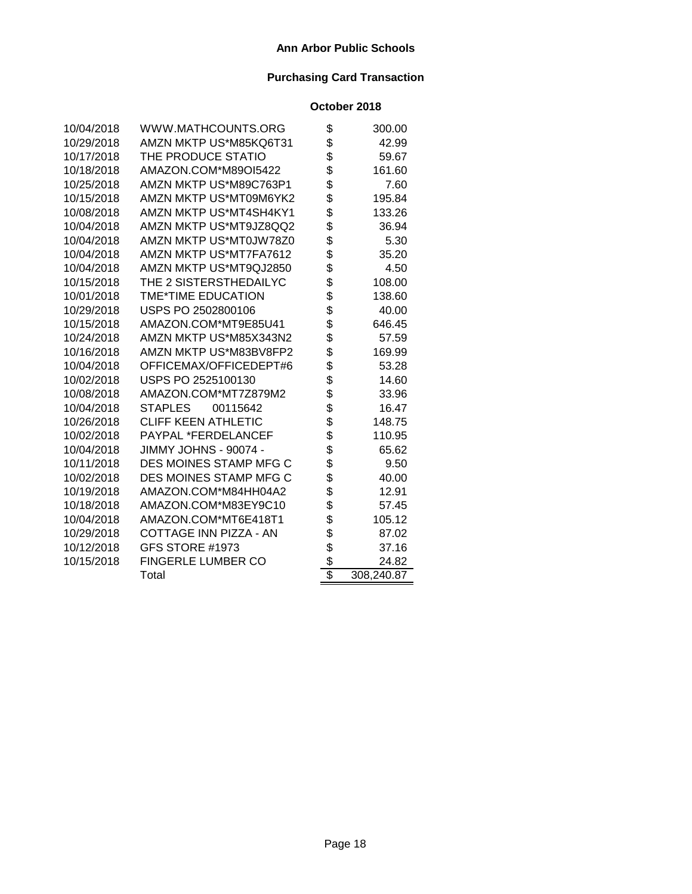**Ann Arbor Public Schools**

**Purchasing Card Transaction**

**October 2018**

| | | | |
|---|---|---|---|
| 10/04/2018 | WWW.MATHCOUNTS.ORG | $ | 300.00 |
| 10/29/2018 | AMZN MKTP US*M85KQ6T31 | $ | 42.99 |
| 10/17/2018 | THE PRODUCE STATIO | $ | 59.67 |
| 10/18/2018 | AMAZON.COM*M89OI5422 | $ | 161.60 |
| 10/25/2018 | AMZN MKTP US*M89C763P1 | $ | 7.60 |
| 10/15/2018 | AMZN MKTP US*MT09M6YK2 | $ | 195.84 |
| 10/08/2018 | AMZN MKTP US*MT4SH4KY1 | $ | 133.26 |
| 10/04/2018 | AMZN MKTP US*MT9JZ8QQ2 | $ | 36.94 |
| 10/04/2018 | AMZN MKTP US*MT0JW78Z0 | $ | 5.30 |
| 10/04/2018 | AMZN MKTP US*MT7FA7612 | $ | 35.20 |
| 10/04/2018 | AMZN MKTP US*MT9QJ2850 | $ | 4.50 |
| 10/15/2018 | THE 2 SISTERSTHEDAILYC | $ | 108.00 |
| 10/01/2018 | TME*TIME EDUCATION | $ | 138.60 |
| 10/29/2018 | USPS PO 2502800106 | $ | 40.00 |
| 10/15/2018 | AMAZON.COM*MT9E85U41 | $ | 646.45 |
| 10/24/2018 | AMZN MKTP US*M85X343N2 | $ | 57.59 |
| 10/16/2018 | AMZN MKTP US*M83BV8FP2 | $ | 169.99 |
| 10/04/2018 | OFFICEMAX/OFFICEDEPT#6 | $ | 53.28 |
| 10/02/2018 | USPS PO 2525100130 | $ | 14.60 |
| 10/08/2018 | AMAZON.COM*MT7Z879M2 | $ | 33.96 |
| 10/04/2018 | STAPLES 00115642 | $ | 16.47 |
| 10/26/2018 | CLIFF KEEN ATHLETIC | $ | 148.75 |
| 10/02/2018 | PAYPAL *FERDELANCEF | $ | 110.95 |
| 10/04/2018 | JIMMY JOHNS - 90074 - | $ | 65.62 |
| 10/11/2018 | DES MOINES STAMP MFG C | $ | 9.50 |
| 10/02/2018 | DES MOINES STAMP MFG C | $ | 40.00 |
| 10/19/2018 | AMAZON.COM*M84HH04A2 | $ | 12.91 |
| 10/18/2018 | AMAZON.COM*M83EY9C10 | $ | 57.45 |
| 10/04/2018 | AMAZON.COM*MT6E418T1 | $ | 105.12 |
| 10/29/2018 | COTTAGE INN PIZZA - AN | $ | 87.02 |
| 10/12/2018 | GFS STORE #1973 | $ | 37.16 |
| 10/15/2018 | FINGERLE LUMBER CO | $ | 24.82 |
| | Total | $ | 308,240.87 |